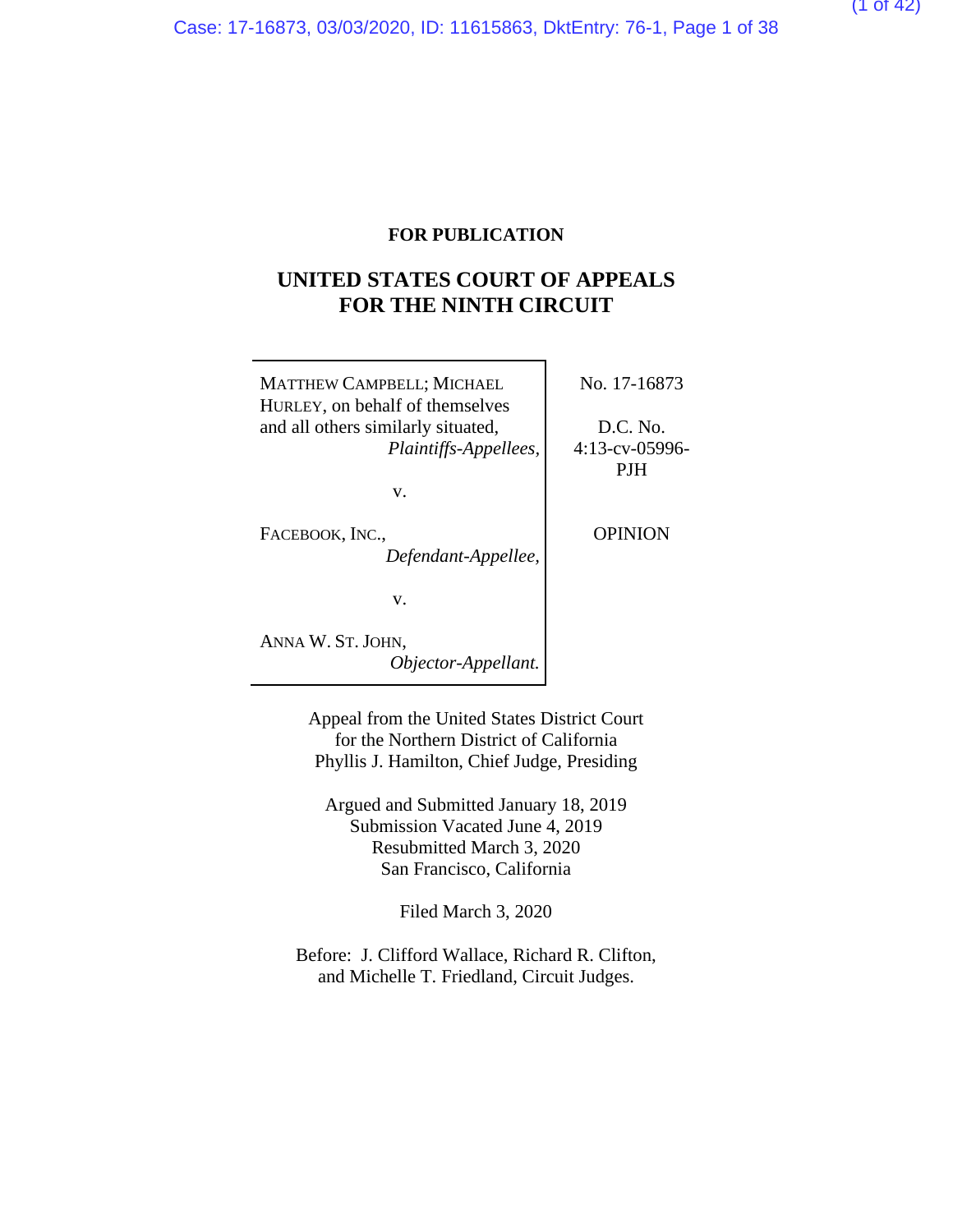**FOR PUBLICATION**

# UNITED STATES COURT OF APPEALS FOR THE NINTH CIRCUIT

| | |
|---|---|
| MATTHEW CAMPBELL; MICHAEL HURLEY, on behalf of themselves and all others similarly situated, *Plaintiffs-Appellees,* | No. 17-16873 |
| v. | D.C. No. 4:13-cv-05996-PJH |
| FACEBOOK, INC., *Defendant-Appellee,* | OPINION |
| v. | |
| ANNA W. ST. JOHN, *Objector-Appellant.* | |

Appeal from the United States District Court
for the Northern District of California
Phyllis J. Hamilton, Chief Judge, Presiding

Argued and Submitted January 18, 2019
Submission Vacated June 4, 2019
Resubmitted March 3, 2020
San Francisco, California

Filed March 3, 2020

Before: J. Clifford Wallace, Richard R. Clifton, and Michelle T. Friedland, Circuit Judges.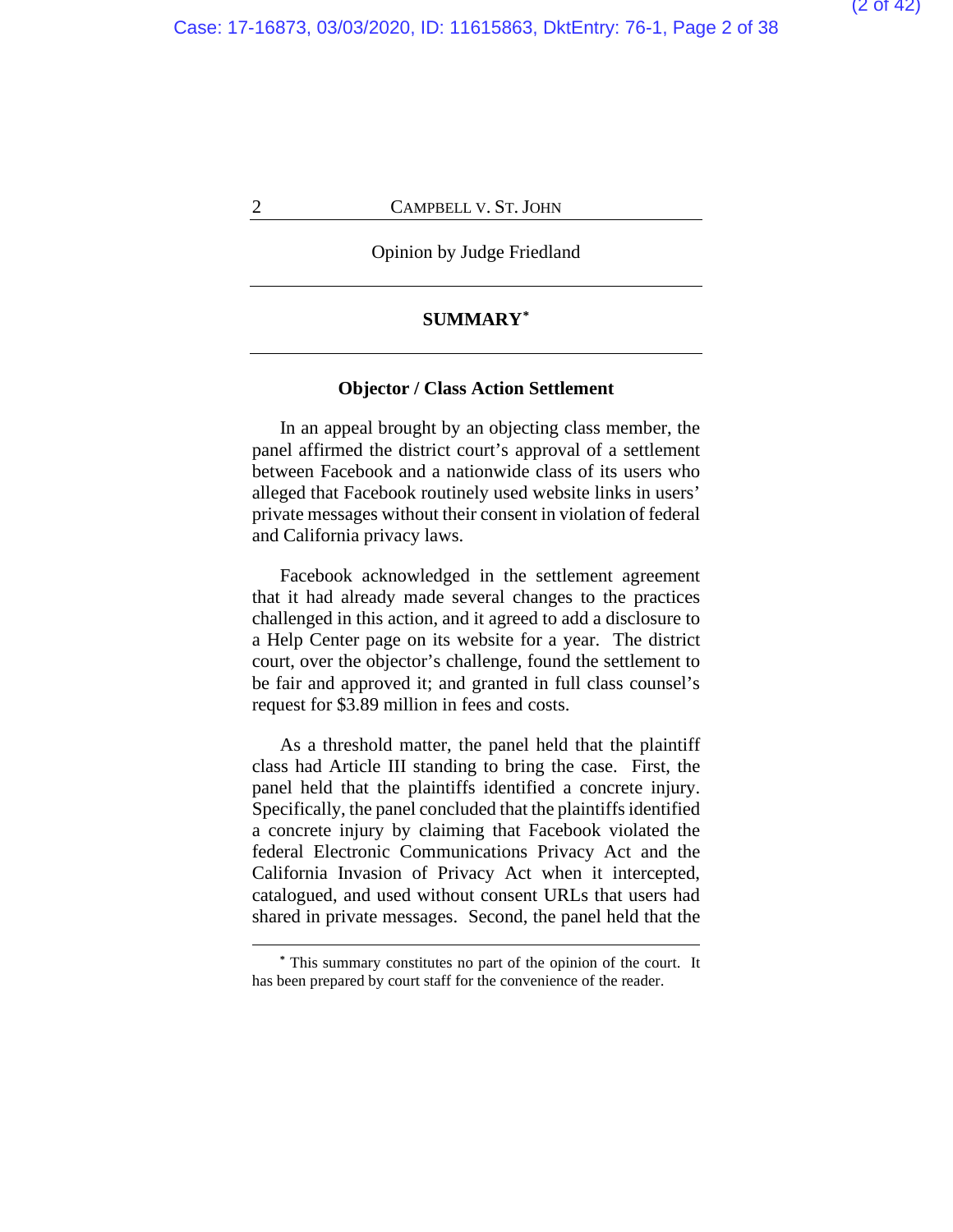Opinion by Judge Friedland

---

## SUMMARY[*]

---

### Objector / Class Action Settlement

In an appeal brought by an objecting class member, the panel affirmed the district court's approval of a settlement between Facebook and a nationwide class of its users who alleged that Facebook routinely used website links in users' private messages without their consent in violation of federal and California privacy laws.

Facebook acknowledged in the settlement agreement that it had already made several changes to the practices challenged in this action, and it agreed to add a disclosure to a Help Center page on its website for a year. The district court, over the objector's challenge, found the settlement to be fair and approved it; and granted in full class counsel's request for $3.89 million in fees and costs.

As a threshold matter, the panel held that the plaintiff class had Article III standing to bring the case. First, the panel held that the plaintiffs identified a concrete injury. Specifically, the panel concluded that the plaintiffs identified a concrete injury by claiming that Facebook violated the federal Electronic Communications Privacy Act and the California Invasion of Privacy Act when it intercepted, catalogued, and used without consent URLs that users had shared in private messages. Second, the panel held that the

---

[*] This summary constitutes no part of the opinion of the court. It has been prepared by court staff for the convenience of the reader.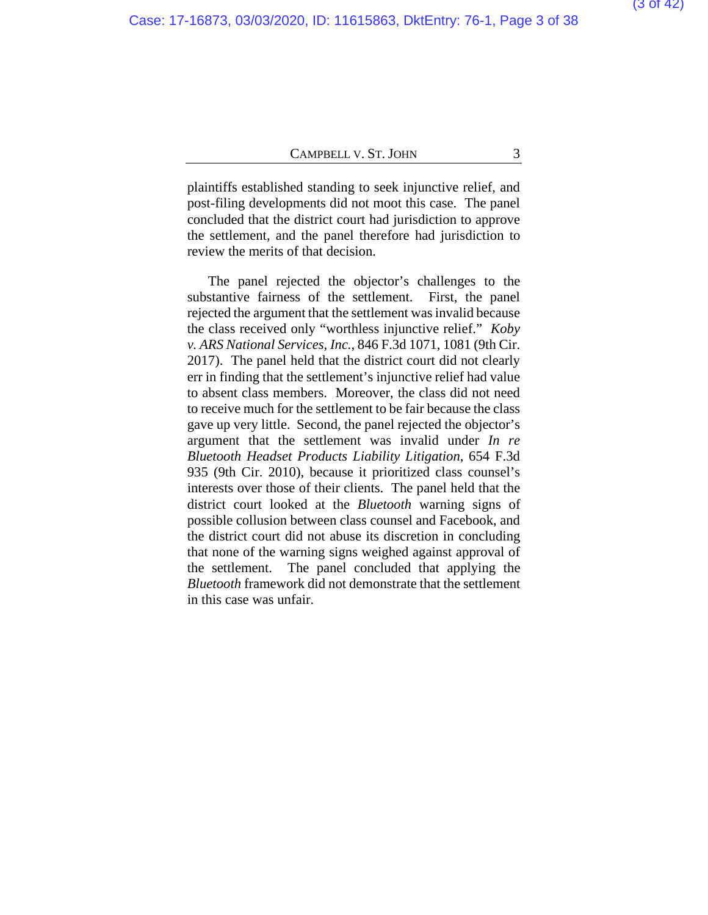plaintiffs established standing to seek injunctive relief, and post-filing developments did not moot this case. The panel concluded that the district court had jurisdiction to approve the settlement, and the panel therefore had jurisdiction to review the merits of that decision.

The panel rejected the objector's challenges to the substantive fairness of the settlement. First, the panel rejected the argument that the settlement was invalid because the class received only "worthless injunctive relief." *Koby v. ARS National Services, Inc.*, 846 F.3d 1071, 1081 (9th Cir. 2017). The panel held that the district court did not clearly err in finding that the settlement's injunctive relief had value to absent class members. Moreover, the class did not need to receive much for the settlement to be fair because the class gave up very little. Second, the panel rejected the objector's argument that the settlement was invalid under *In re Bluetooth Headset Products Liability Litigation*, 654 F.3d 935 (9th Cir. 2010), because it prioritized class counsel's interests over those of their clients. The panel held that the district court looked at the *Bluetooth* warning signs of possible collusion between class counsel and Facebook, and the district court did not abuse its discretion in concluding that none of the warning signs weighed against approval of the settlement. The panel concluded that applying the *Bluetooth* framework did not demonstrate that the settlement in this case was unfair.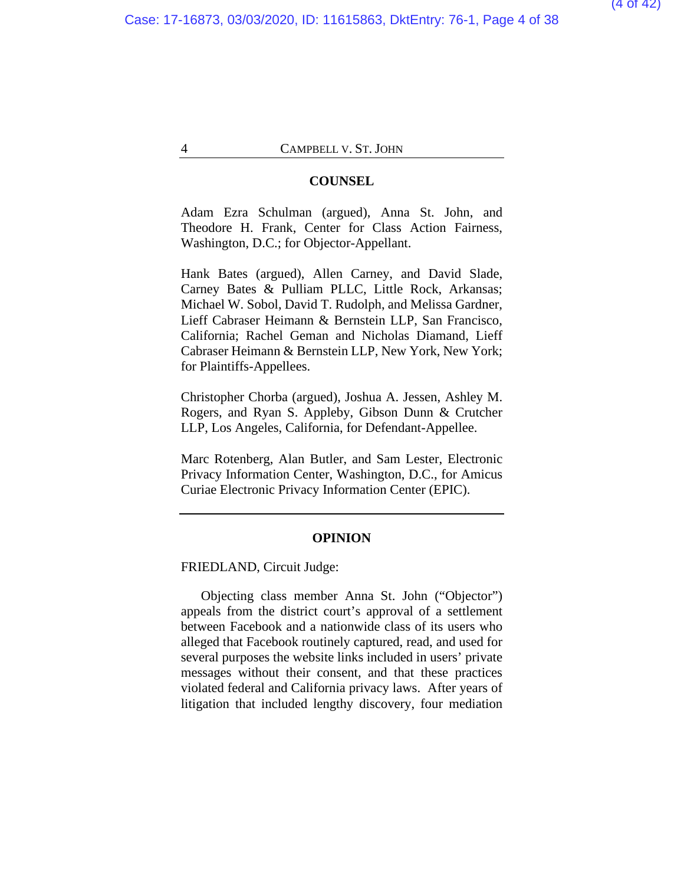## COUNSEL

Adam Ezra Schulman (argued), Anna St. John, and Theodore H. Frank, Center for Class Action Fairness, Washington, D.C.; for Objector-Appellant.

Hank Bates (argued), Allen Carney, and David Slade, Carney Bates & Pulliam PLLC, Little Rock, Arkansas; Michael W. Sobol, David T. Rudolph, and Melissa Gardner, Lieff Cabraser Heimann & Bernstein LLP, San Francisco, California; Rachel Geman and Nicholas Diamand, Lieff Cabraser Heimann & Bernstein LLP, New York, New York; for Plaintiffs-Appellees.

Christopher Chorba (argued), Joshua A. Jessen, Ashley M. Rogers, and Ryan S. Appleby, Gibson Dunn & Crutcher LLP, Los Angeles, California, for Defendant-Appellee.

Marc Rotenberg, Alan Butler, and Sam Lester, Electronic Privacy Information Center, Washington, D.C., for Amicus Curiae Electronic Privacy Information Center (EPIC).

---

## OPINION

FRIEDLAND, Circuit Judge:

Objecting class member Anna St. John ("Objector") appeals from the district court's approval of a settlement between Facebook and a nationwide class of its users who alleged that Facebook routinely captured, read, and used for several purposes the website links included in users' private messages without their consent, and that these practices violated federal and California privacy laws. After years of litigation that included lengthy discovery, four mediation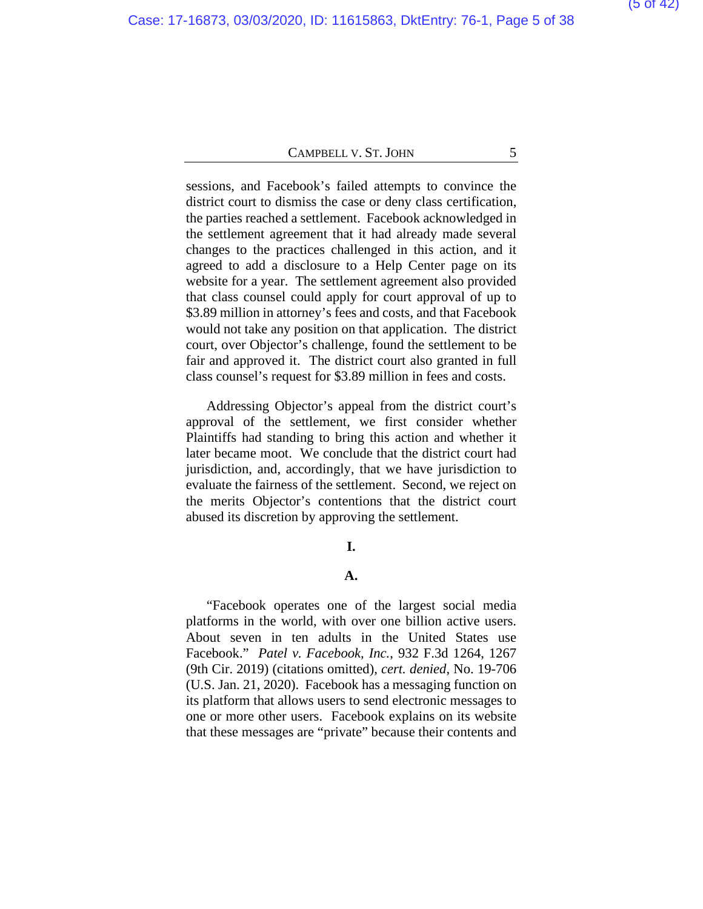sessions, and Facebook's failed attempts to convince the district court to dismiss the case or deny class certification, the parties reached a settlement. Facebook acknowledged in the settlement agreement that it had already made several changes to the practices challenged in this action, and it agreed to add a disclosure to a Help Center page on its website for a year. The settlement agreement also provided that class counsel could apply for court approval of up to $3.89 million in attorney's fees and costs, and that Facebook would not take any position on that application. The district court, over Objector's challenge, found the settlement to be fair and approved it. The district court also granted in full class counsel's request for $3.89 million in fees and costs.

Addressing Objector's appeal from the district court's approval of the settlement, we first consider whether Plaintiffs had standing to bring this action and whether it later became moot. We conclude that the district court had jurisdiction, and, accordingly, that we have jurisdiction to evaluate the fairness of the settlement. Second, we reject on the merits Objector's contentions that the district court abused its discretion by approving the settlement.

## I.

### A.

"Facebook operates one of the largest social media platforms in the world, with over one billion active users. About seven in ten adults in the United States use Facebook." *Patel v. Facebook, Inc.*, 932 F.3d 1264, 1267 (9th Cir. 2019) (citations omitted), *cert. denied*, No. 19-706 (U.S. Jan. 21, 2020). Facebook has a messaging function on its platform that allows users to send electronic messages to one or more other users. Facebook explains on its website that these messages are "private" because their contents and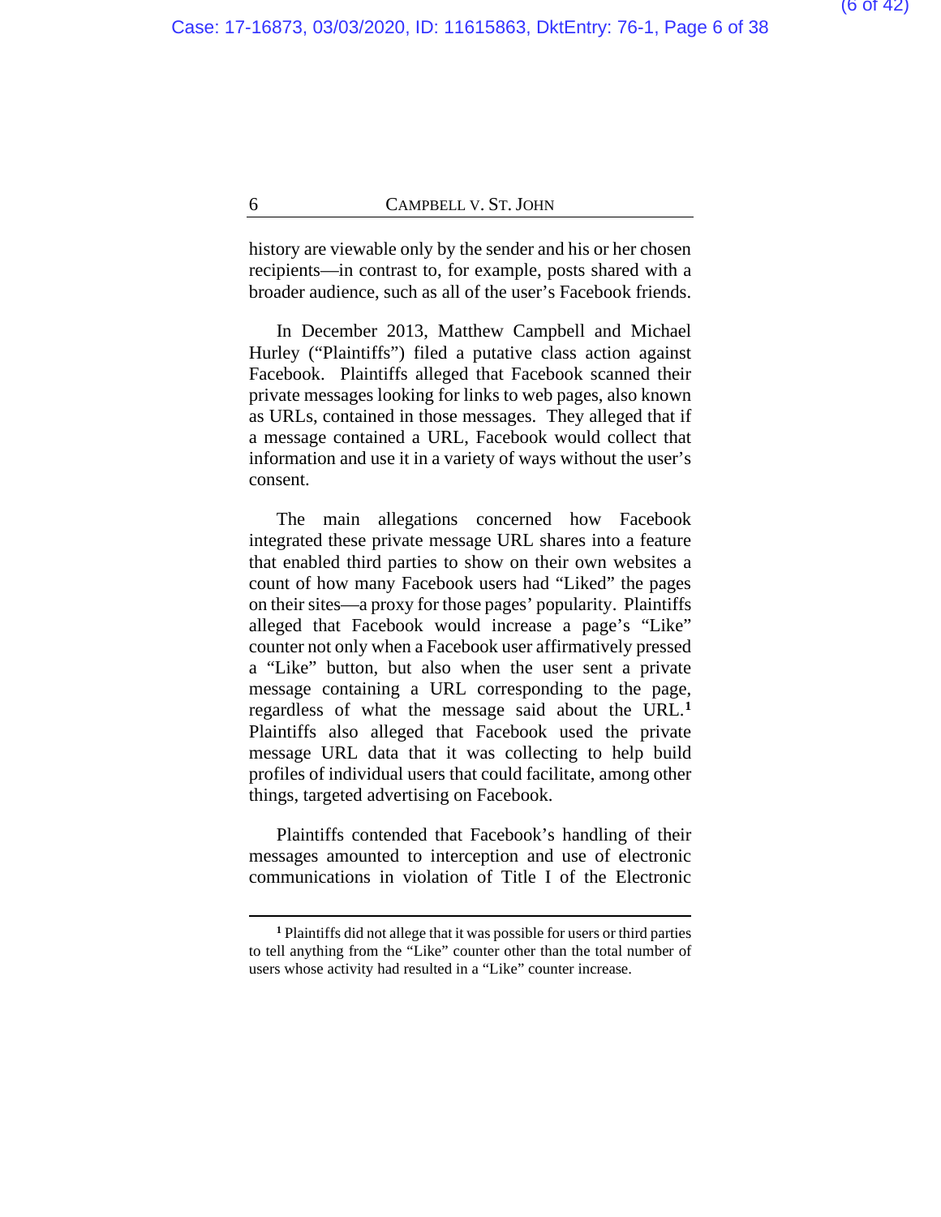history are viewable only by the sender and his or her chosen recipients—in contrast to, for example, posts shared with a broader audience, such as all of the user's Facebook friends.

In December 2013, Matthew Campbell and Michael Hurley ("Plaintiffs") filed a putative class action against Facebook. Plaintiffs alleged that Facebook scanned their private messages looking for links to web pages, also known as URLs, contained in those messages. They alleged that if a message contained a URL, Facebook would collect that information and use it in a variety of ways without the user's consent.

The main allegations concerned how Facebook integrated these private message URL shares into a feature that enabled third parties to show on their own websites a count of how many Facebook users had "Liked" the pages on their sites—a proxy for those pages' popularity. Plaintiffs alleged that Facebook would increase a page's "Like" counter not only when a Facebook user affirmatively pressed a "Like" button, but also when the user sent a private message containing a URL corresponding to the page, regardless of what the message said about the URL.[1] Plaintiffs also alleged that Facebook used the private message URL data that it was collecting to help build profiles of individual users that could facilitate, among other things, targeted advertising on Facebook.

Plaintiffs contended that Facebook's handling of their messages amounted to interception and use of electronic communications in violation of Title I of the Electronic

---

[1] Plaintiffs did not allege that it was possible for users or third parties to tell anything from the "Like" counter other than the total number of users whose activity had resulted in a "Like" counter increase.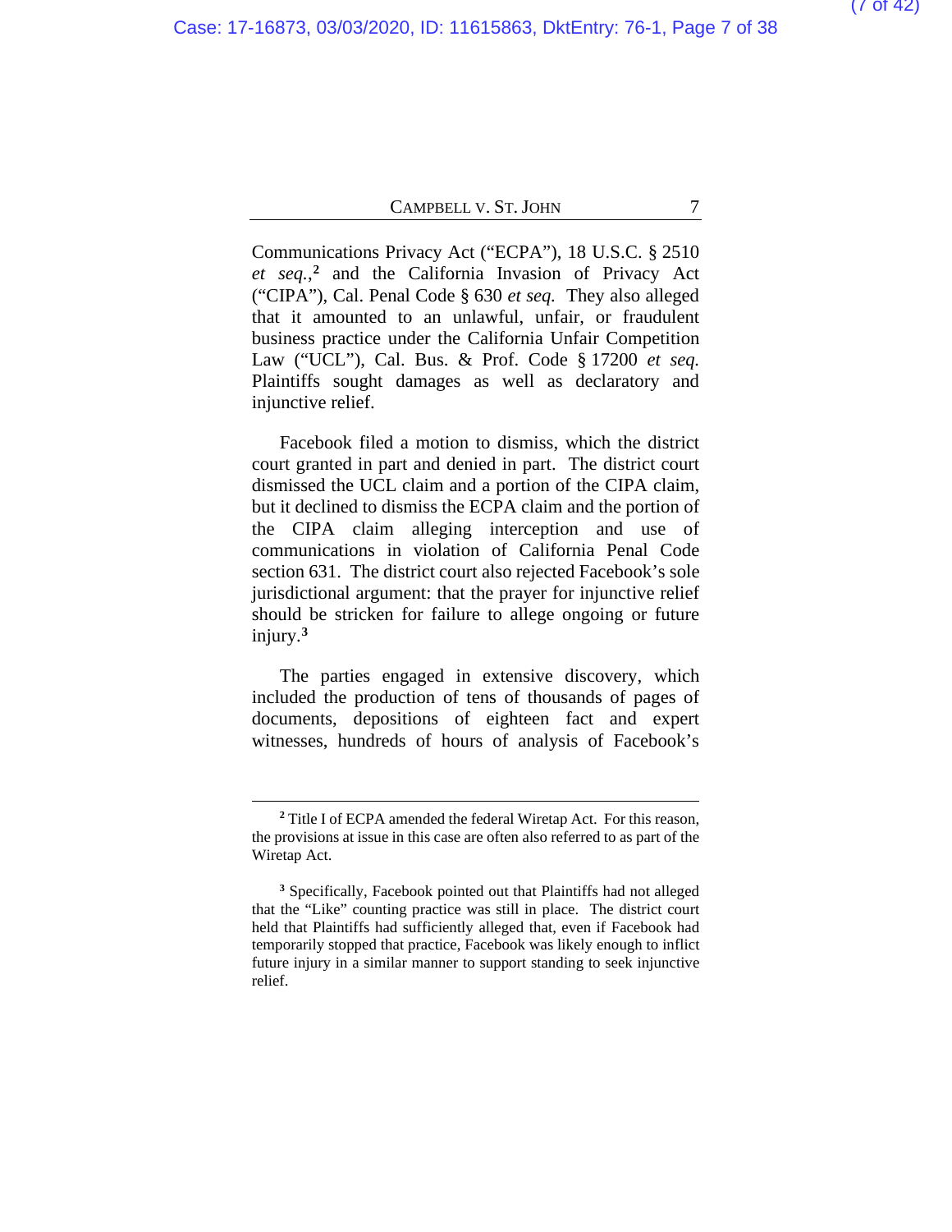Communications Privacy Act ("ECPA"), 18 U.S.C. § 2510 *et seq.*,[2] and the California Invasion of Privacy Act ("CIPA"), Cal. Penal Code § 630 *et seq.* They also alleged that it amounted to an unlawful, unfair, or fraudulent business practice under the California Unfair Competition Law ("UCL"), Cal. Bus. & Prof. Code § 17200 *et seq.* Plaintiffs sought damages as well as declaratory and injunctive relief.

Facebook filed a motion to dismiss, which the district court granted in part and denied in part. The district court dismissed the UCL claim and a portion of the CIPA claim, but it declined to dismiss the ECPA claim and the portion of the CIPA claim alleging interception and use of communications in violation of California Penal Code section 631. The district court also rejected Facebook's sole jurisdictional argument: that the prayer for injunctive relief should be stricken for failure to allege ongoing or future injury.[3]

The parties engaged in extensive discovery, which included the production of tens of thousands of pages of documents, depositions of eighteen fact and expert witnesses, hundreds of hours of analysis of Facebook's

---

[2] Title I of ECPA amended the federal Wiretap Act. For this reason, the provisions at issue in this case are often also referred to as part of the Wiretap Act.

[3] Specifically, Facebook pointed out that Plaintiffs had not alleged that the "Like" counting practice was still in place. The district court held that Plaintiffs had sufficiently alleged that, even if Facebook had temporarily stopped that practice, Facebook was likely enough to inflict future injury in a similar manner to support standing to seek injunctive relief.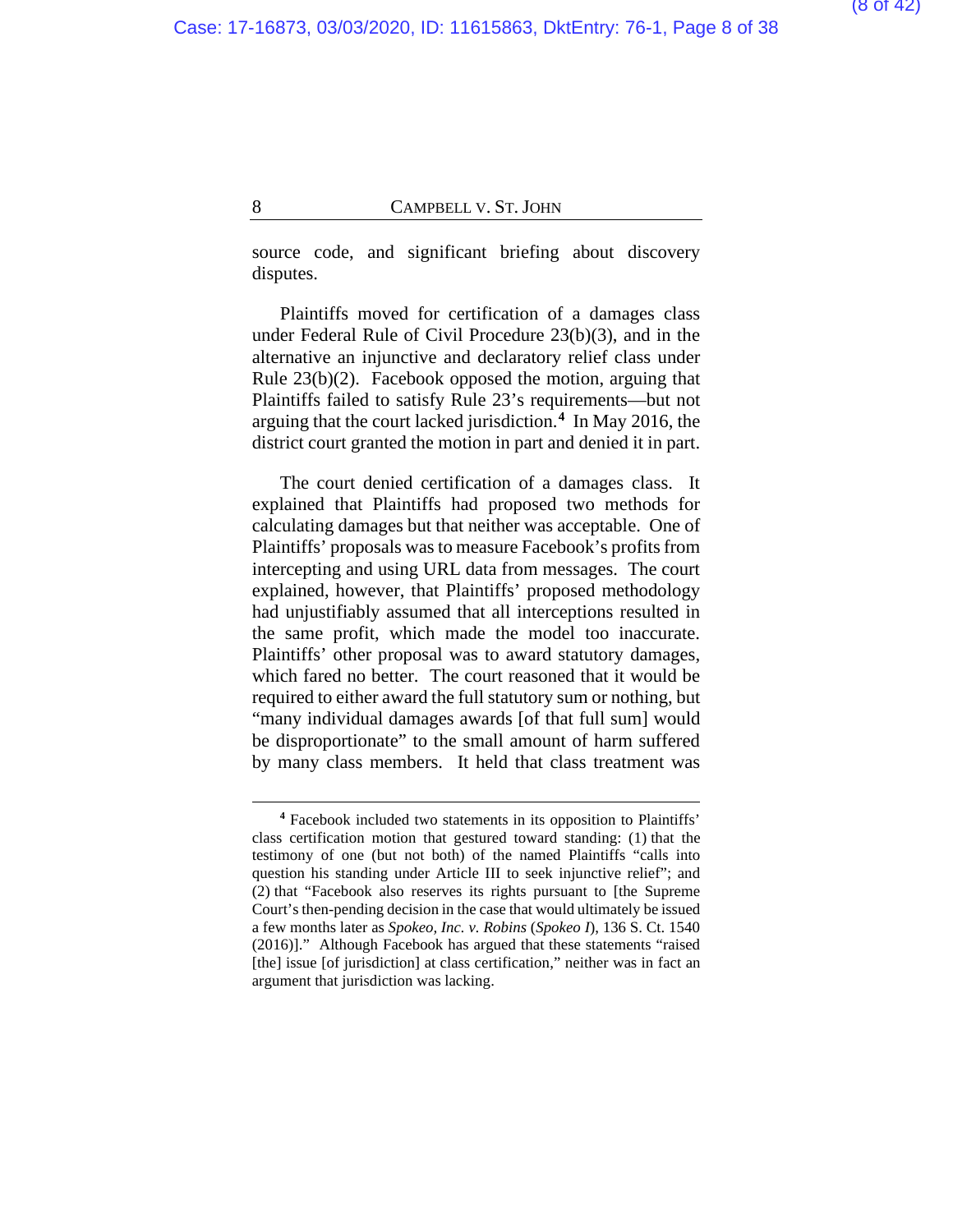source code, and significant briefing about discovery disputes.

Plaintiffs moved for certification of a damages class under Federal Rule of Civil Procedure 23(b)(3), and in the alternative an injunctive and declaratory relief class under Rule 23(b)(2). Facebook opposed the motion, arguing that Plaintiffs failed to satisfy Rule 23's requirements—but not arguing that the court lacked jurisdiction.[4] In May 2016, the district court granted the motion in part and denied it in part.

The court denied certification of a damages class. It explained that Plaintiffs had proposed two methods for calculating damages but that neither was acceptable. One of Plaintiffs' proposals was to measure Facebook's profits from intercepting and using URL data from messages. The court explained, however, that Plaintiffs' proposed methodology had unjustifiably assumed that all interceptions resulted in the same profit, which made the model too inaccurate. Plaintiffs' other proposal was to award statutory damages, which fared no better. The court reasoned that it would be required to either award the full statutory sum or nothing, but "many individual damages awards [of that full sum] would be disproportionate" to the small amount of harm suffered by many class members. It held that class treatment was

---

[4] Facebook included two statements in its opposition to Plaintiffs' class certification motion that gestured toward standing: (1) that the testimony of one (but not both) of the named Plaintiffs "calls into question his standing under Article III to seek injunctive relief"; and (2) that "Facebook also reserves its rights pursuant to [the Supreme Court's then-pending decision in the case that would ultimately be issued a few months later as *Spokeo, Inc. v. Robins* (*Spokeo I*), 136 S. Ct. 1540 (2016)]." Although Facebook has argued that these statements "raised [the] issue [of jurisdiction] at class certification," neither was in fact an argument that jurisdiction was lacking.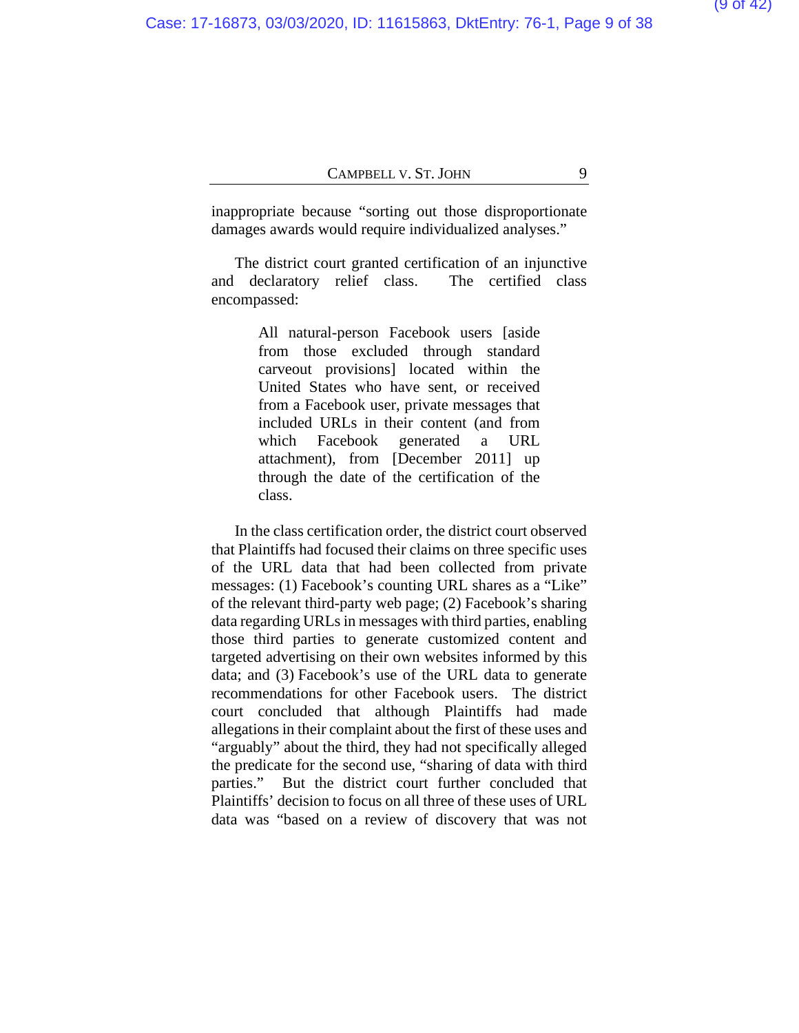inappropriate because "sorting out those disproportionate damages awards would require individualized analyses."

The district court granted certification of an injunctive and declaratory relief class. The certified class encompassed:

> All natural-person Facebook users [aside from those excluded through standard carveout provisions] located within the United States who have sent, or received from a Facebook user, private messages that included URLs in their content (and from which Facebook generated a URL attachment), from [December 2011] up through the date of the certification of the class.

In the class certification order, the district court observed that Plaintiffs had focused their claims on three specific uses of the URL data that had been collected from private messages: (1) Facebook's counting URL shares as a "Like" of the relevant third-party web page; (2) Facebook's sharing data regarding URLs in messages with third parties, enabling those third parties to generate customized content and targeted advertising on their own websites informed by this data; and (3) Facebook's use of the URL data to generate recommendations for other Facebook users. The district court concluded that although Plaintiffs had made allegations in their complaint about the first of these uses and "arguably" about the third, they had not specifically alleged the predicate for the second use, "sharing of data with third parties." But the district court further concluded that Plaintiffs' decision to focus on all three of these uses of URL data was "based on a review of discovery that was not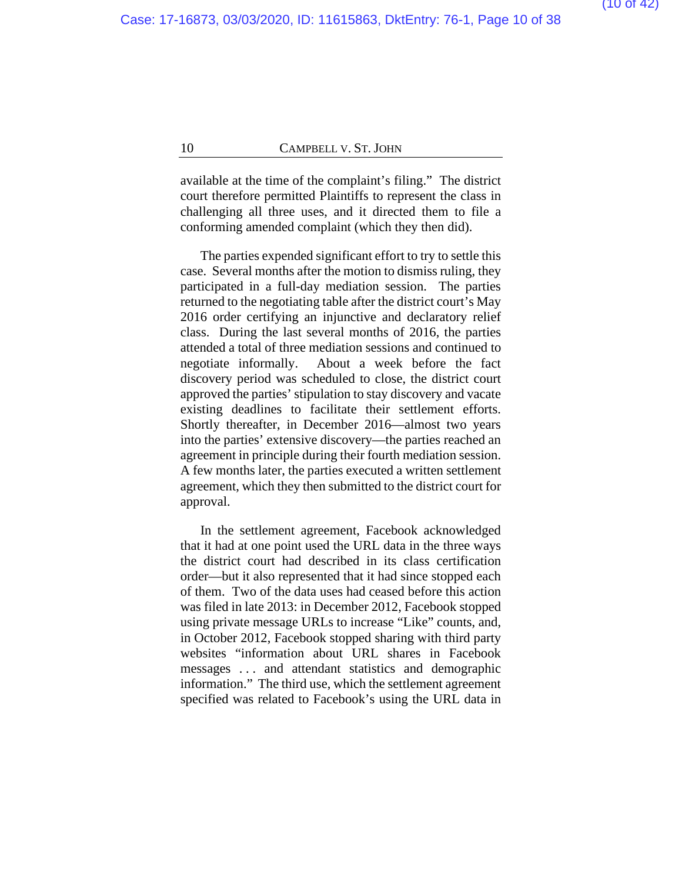available at the time of the complaint's filing." The district court therefore permitted Plaintiffs to represent the class in challenging all three uses, and it directed them to file a conforming amended complaint (which they then did).

The parties expended significant effort to try to settle this case. Several months after the motion to dismiss ruling, they participated in a full-day mediation session. The parties returned to the negotiating table after the district court's May 2016 order certifying an injunctive and declaratory relief class. During the last several months of 2016, the parties attended a total of three mediation sessions and continued to negotiate informally. About a week before the fact discovery period was scheduled to close, the district court approved the parties' stipulation to stay discovery and vacate existing deadlines to facilitate their settlement efforts. Shortly thereafter, in December 2016—almost two years into the parties' extensive discovery—the parties reached an agreement in principle during their fourth mediation session. A few months later, the parties executed a written settlement agreement, which they then submitted to the district court for approval.

In the settlement agreement, Facebook acknowledged that it had at one point used the URL data in the three ways the district court had described in its class certification order—but it also represented that it had since stopped each of them. Two of the data uses had ceased before this action was filed in late 2013: in December 2012, Facebook stopped using private message URLs to increase "Like" counts, and, in October 2012, Facebook stopped sharing with third party websites "information about URL shares in Facebook messages . . . and attendant statistics and demographic information." The third use, which the settlement agreement specified was related to Facebook's using the URL data in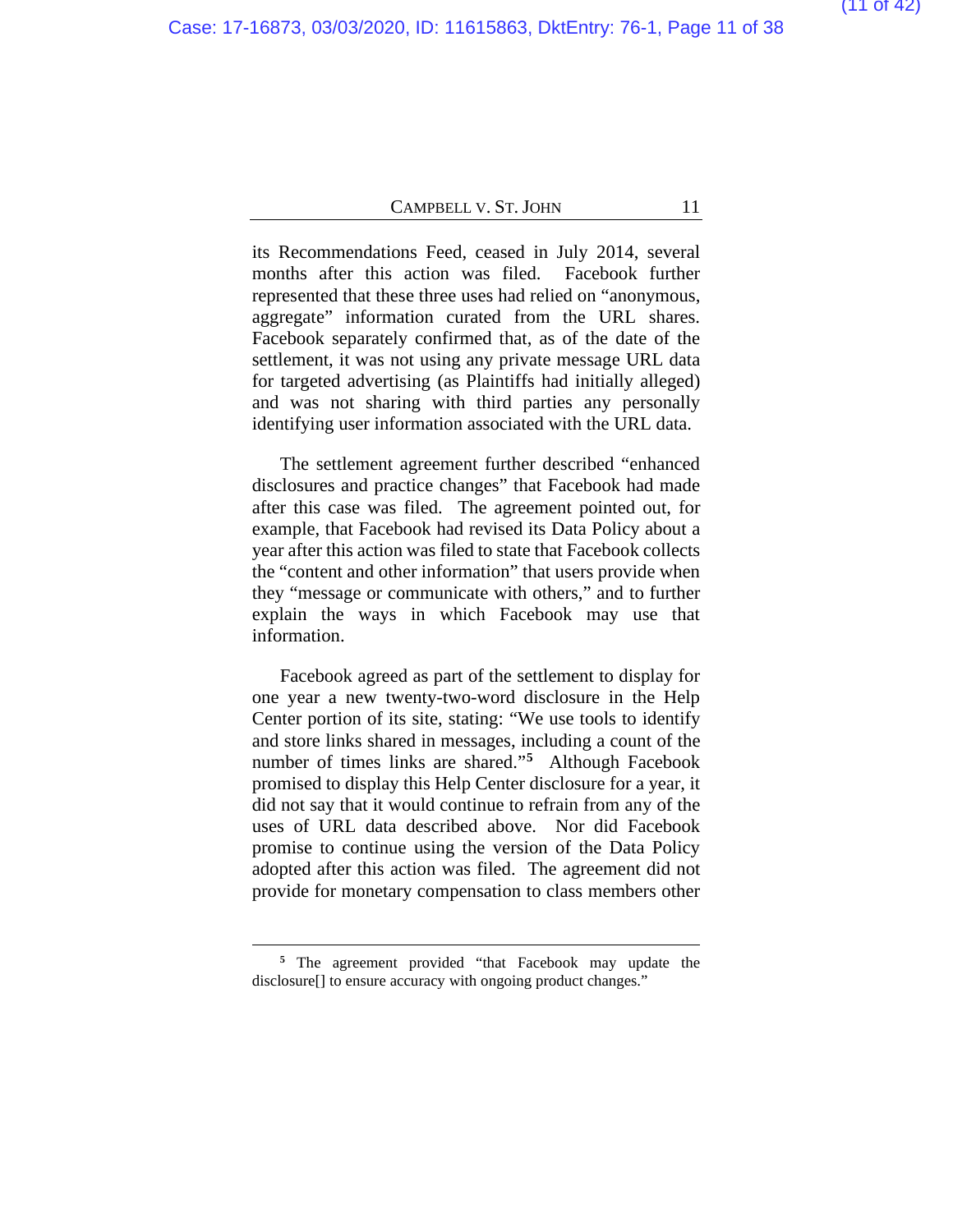its Recommendations Feed, ceased in July 2014, several months after this action was filed. Facebook further represented that these three uses had relied on "anonymous, aggregate" information curated from the URL shares. Facebook separately confirmed that, as of the date of the settlement, it was not using any private message URL data for targeted advertising (as Plaintiffs had initially alleged) and was not sharing with third parties any personally identifying user information associated with the URL data.

The settlement agreement further described "enhanced disclosures and practice changes" that Facebook had made after this case was filed. The agreement pointed out, for example, that Facebook had revised its Data Policy about a year after this action was filed to state that Facebook collects the "content and other information" that users provide when they "message or communicate with others," and to further explain the ways in which Facebook may use that information.

Facebook agreed as part of the settlement to display for one year a new twenty-two-word disclosure in the Help Center portion of its site, stating: "We use tools to identify and store links shared in messages, including a count of the number of times links are shared."[5] Although Facebook promised to display this Help Center disclosure for a year, it did not say that it would continue to refrain from any of the uses of URL data described above. Nor did Facebook promise to continue using the version of the Data Policy adopted after this action was filed. The agreement did not provide for monetary compensation to class members other

[5] The agreement provided "that Facebook may update the disclosure[] to ensure accuracy with ongoing product changes."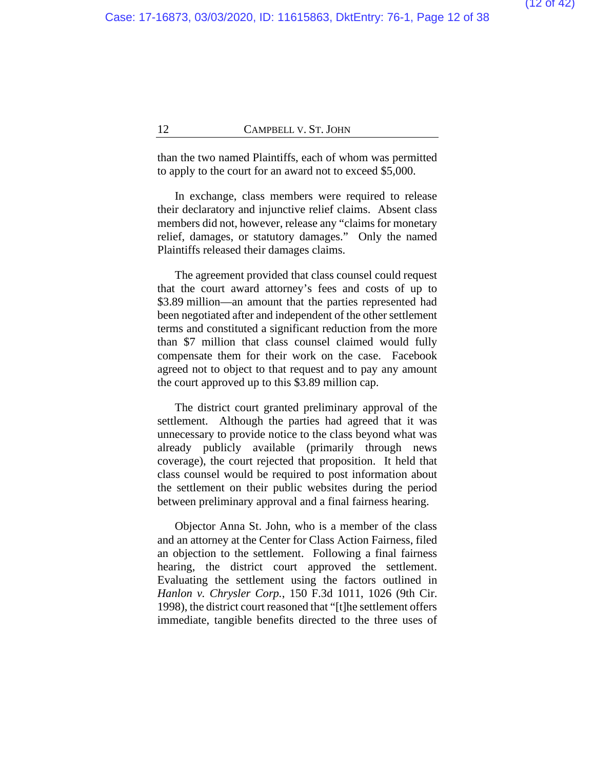than the two named Plaintiffs, each of whom was permitted to apply to the court for an award not to exceed $5,000.

In exchange, class members were required to release their declaratory and injunctive relief claims. Absent class members did not, however, release any "claims for monetary relief, damages, or statutory damages." Only the named Plaintiffs released their damages claims.

The agreement provided that class counsel could request that the court award attorney's fees and costs of up to $3.89 million—an amount that the parties represented had been negotiated after and independent of the other settlement terms and constituted a significant reduction from the more than $7 million that class counsel claimed would fully compensate them for their work on the case. Facebook agreed not to object to that request and to pay any amount the court approved up to this $3.89 million cap.

The district court granted preliminary approval of the settlement. Although the parties had agreed that it was unnecessary to provide notice to the class beyond what was already publicly available (primarily through news coverage), the court rejected that proposition. It held that class counsel would be required to post information about the settlement on their public websites during the period between preliminary approval and a final fairness hearing.

Objector Anna St. John, who is a member of the class and an attorney at the Center for Class Action Fairness, filed an objection to the settlement. Following a final fairness hearing, the district court approved the settlement. Evaluating the settlement using the factors outlined in *Hanlon v. Chrysler Corp.*, 150 F.3d 1011, 1026 (9th Cir. 1998), the district court reasoned that "[t]he settlement offers immediate, tangible benefits directed to the three uses of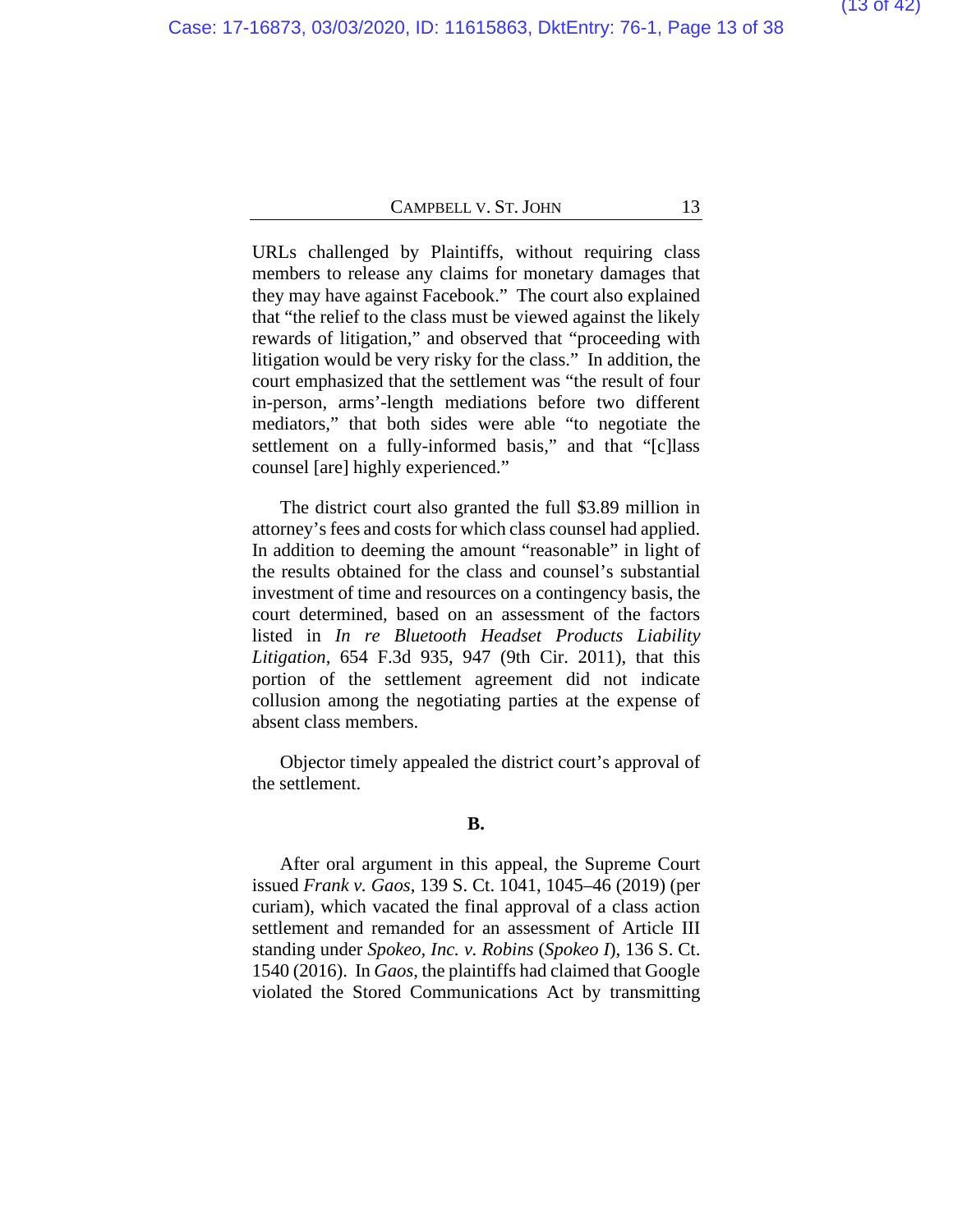URLs challenged by Plaintiffs, without requiring class members to release any claims for monetary damages that they may have against Facebook." The court also explained that "the relief to the class must be viewed against the likely rewards of litigation," and observed that "proceeding with litigation would be very risky for the class." In addition, the court emphasized that the settlement was "the result of four in-person, arms'-length mediations before two different mediators," that both sides were able "to negotiate the settlement on a fully-informed basis," and that "[c]lass counsel [are] highly experienced."

The district court also granted the full $3.89 million in attorney's fees and costs for which class counsel had applied. In addition to deeming the amount "reasonable" in light of the results obtained for the class and counsel's substantial investment of time and resources on a contingency basis, the court determined, based on an assessment of the factors listed in *In re Bluetooth Headset Products Liability Litigation*, 654 F.3d 935, 947 (9th Cir. 2011), that this portion of the settlement agreement did not indicate collusion among the negotiating parties at the expense of absent class members.

Objector timely appealed the district court's approval of the settlement.

**B.**

After oral argument in this appeal, the Supreme Court issued *Frank v. Gaos*, 139 S. Ct. 1041, 1045–46 (2019) (per curiam), which vacated the final approval of a class action settlement and remanded for an assessment of Article III standing under *Spokeo, Inc. v. Robins* (*Spokeo I*), 136 S. Ct. 1540 (2016). In *Gaos*, the plaintiffs had claimed that Google violated the Stored Communications Act by transmitting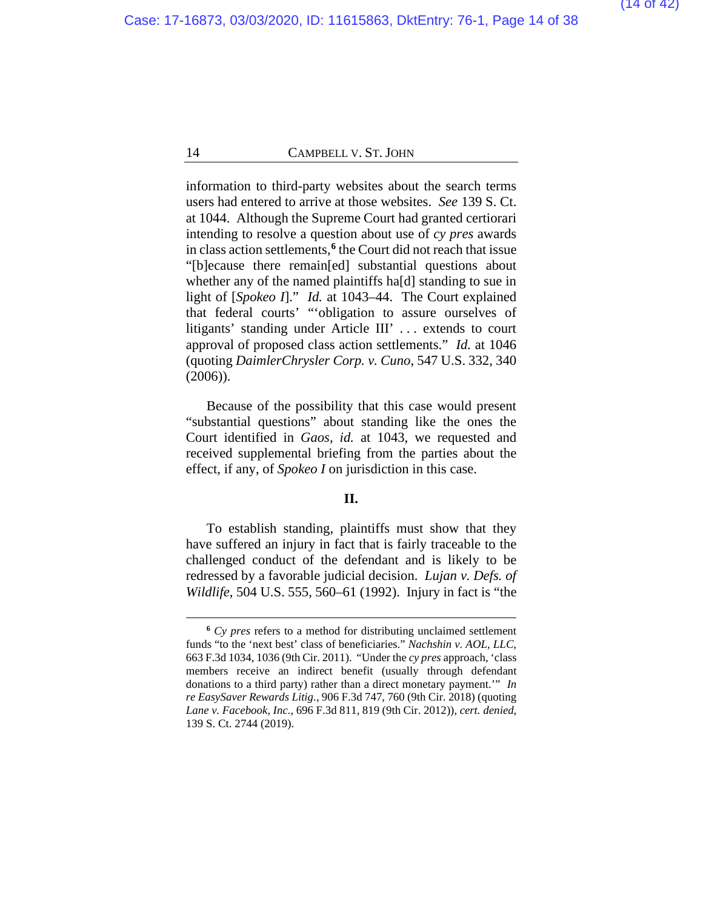information to third-party websites about the search terms users had entered to arrive at those websites. *See* 139 S. Ct. at 1044. Although the Supreme Court had granted certiorari intending to resolve a question about use of *cy pres* awards in class action settlements,[6] the Court did not reach that issue "[b]ecause there remain[ed] substantial questions about whether any of the named plaintiffs ha[d] standing to sue in light of [*Spokeo I*]." *Id.* at 1043–44. The Court explained that federal courts' "'obligation to assure ourselves of litigants' standing under Article III' . . . extends to court approval of proposed class action settlements." *Id.* at 1046 (quoting *DaimlerChrysler Corp. v. Cuno*, 547 U.S. 332, 340 (2006)).

Because of the possibility that this case would present "substantial questions" about standing like the ones the Court identified in *Gaos*, *id.* at 1043, we requested and received supplemental briefing from the parties about the effect, if any, of *Spokeo I* on jurisdiction in this case.

**II.**

To establish standing, plaintiffs must show that they have suffered an injury in fact that is fairly traceable to the challenged conduct of the defendant and is likely to be redressed by a favorable judicial decision. *Lujan v. Defs. of Wildlife*, 504 U.S. 555, 560–61 (1992). Injury in fact is "the

---

[6] *Cy pres* refers to a method for distributing unclaimed settlement funds "to the 'next best' class of beneficiaries." *Nachshin v. AOL, LLC*, 663 F.3d 1034, 1036 (9th Cir. 2011). "Under the *cy pres* approach, 'class members receive an indirect benefit (usually through defendant donations to a third party) rather than a direct monetary payment.'" *In re EasySaver Rewards Litig.*, 906 F.3d 747, 760 (9th Cir. 2018) (quoting *Lane v. Facebook, Inc.*, 696 F.3d 811, 819 (9th Cir. 2012)), *cert. denied*, 139 S. Ct. 2744 (2019).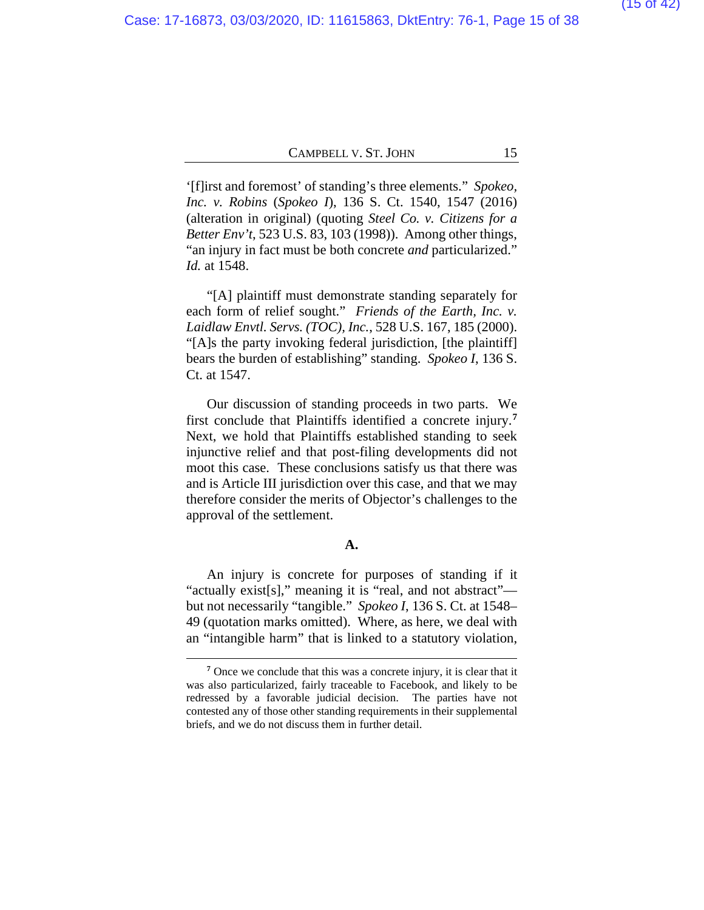'[f]irst and foremost' of standing's three elements." *Spokeo, Inc. v. Robins* (*Spokeo I*), 136 S. Ct. 1540, 1547 (2016) (alteration in original) (quoting *Steel Co. v. Citizens for a Better Env't*, 523 U.S. 83, 103 (1998)). Among other things, "an injury in fact must be both concrete *and* particularized." *Id.* at 1548.

"[A] plaintiff must demonstrate standing separately for each form of relief sought." *Friends of the Earth, Inc. v. Laidlaw Envtl. Servs. (TOC), Inc.*, 528 U.S. 167, 185 (2000). "[A]s the party invoking federal jurisdiction, [the plaintiff] bears the burden of establishing" standing. *Spokeo I*, 136 S. Ct. at 1547.

Our discussion of standing proceeds in two parts. We first conclude that Plaintiffs identified a concrete injury.[7] Next, we hold that Plaintiffs established standing to seek injunctive relief and that post-filing developments did not moot this case. These conclusions satisfy us that there was and is Article III jurisdiction over this case, and that we may therefore consider the merits of Objector's challenges to the approval of the settlement.

**A.**

An injury is concrete for purposes of standing if it "actually exist[s]," meaning it is "real, and not abstract"—but not necessarily "tangible." *Spokeo I*, 136 S. Ct. at 1548–49 (quotation marks omitted). Where, as here, we deal with an "intangible harm" that is linked to a statutory violation,

---

[7] Once we conclude that this was a concrete injury, it is clear that it was also particularized, fairly traceable to Facebook, and likely to be redressed by a favorable judicial decision. The parties have not contested any of those other standing requirements in their supplemental briefs, and we do not discuss them in further detail.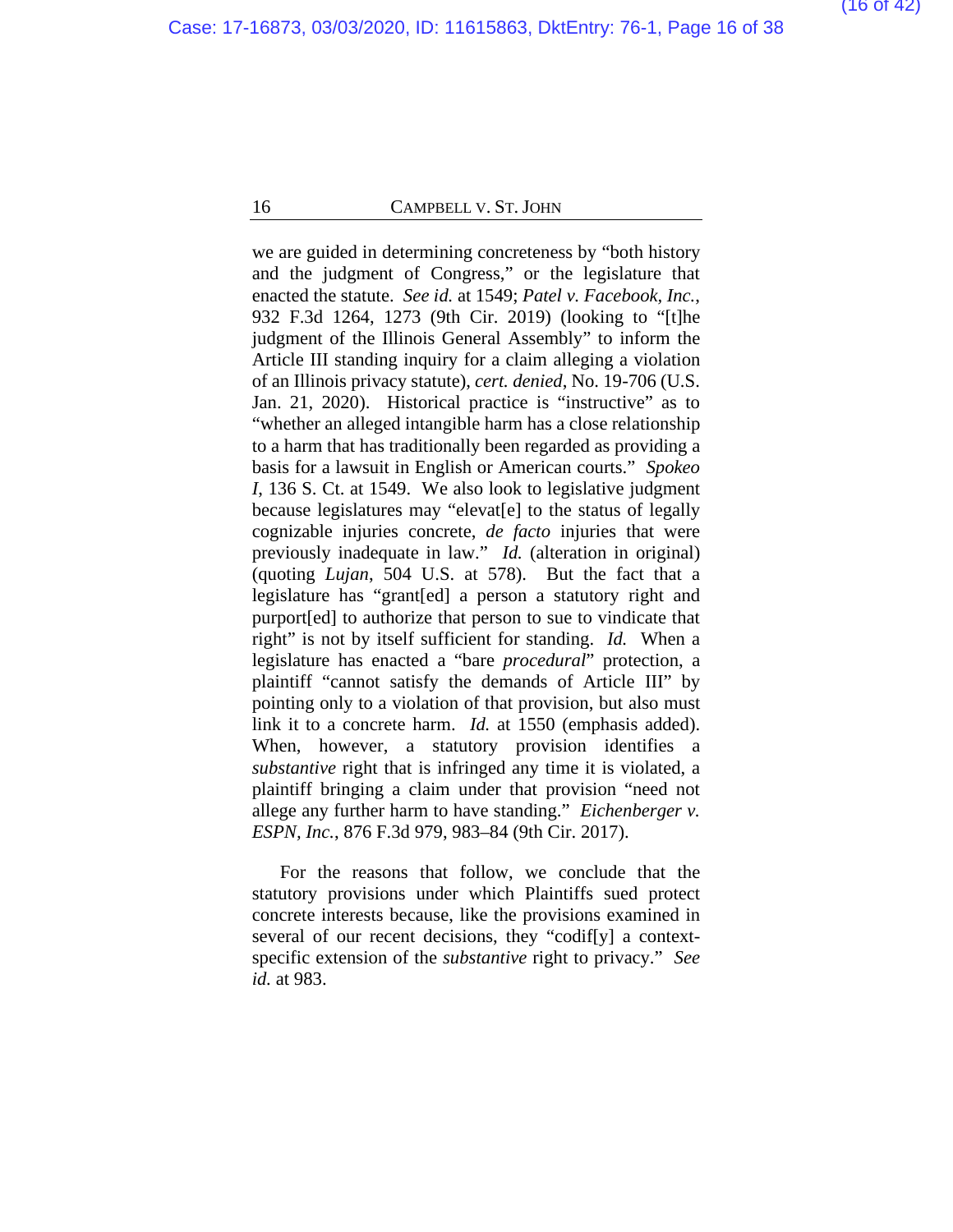we are guided in determining concreteness by "both history and the judgment of Congress," or the legislature that enacted the statute. *See id.* at 1549; *Patel v. Facebook, Inc.*, 932 F.3d 1264, 1273 (9th Cir. 2019) (looking to "[t]he judgment of the Illinois General Assembly" to inform the Article III standing inquiry for a claim alleging a violation of an Illinois privacy statute), *cert. denied*, No. 19-706 (U.S. Jan. 21, 2020). Historical practice is "instructive" as to "whether an alleged intangible harm has a close relationship to a harm that has traditionally been regarded as providing a basis for a lawsuit in English or American courts." *Spokeo I*, 136 S. Ct. at 1549. We also look to legislative judgment because legislatures may "elevat[e] to the status of legally cognizable injuries concrete, *de facto* injuries that were previously inadequate in law." *Id.* (alteration in original) (quoting *Lujan*, 504 U.S. at 578). But the fact that a legislature has "grant[ed] a person a statutory right and purport[ed] to authorize that person to sue to vindicate that right" is not by itself sufficient for standing. *Id.* When a legislature has enacted a "bare *procedural*" protection, a plaintiff "cannot satisfy the demands of Article III" by pointing only to a violation of that provision, but also must link it to a concrete harm. *Id.* at 1550 (emphasis added). When, however, a statutory provision identifies a *substantive* right that is infringed any time it is violated, a plaintiff bringing a claim under that provision "need not allege any further harm to have standing." *Eichenberger v. ESPN, Inc.*, 876 F.3d 979, 983–84 (9th Cir. 2017).

For the reasons that follow, we conclude that the statutory provisions under which Plaintiffs sued protect concrete interests because, like the provisions examined in several of our recent decisions, they "codif[y] a context-specific extension of the *substantive* right to privacy." *See id.* at 983.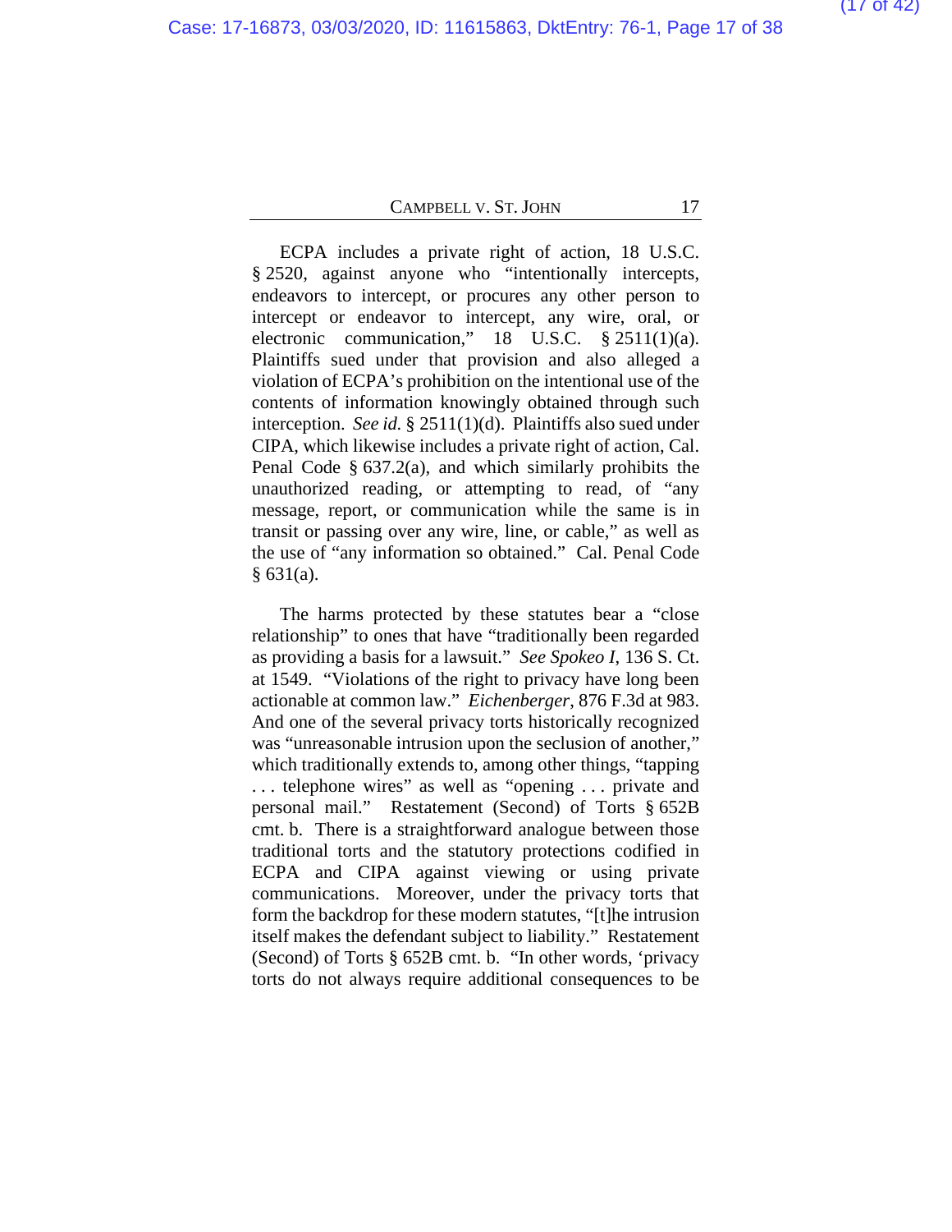ECPA includes a private right of action, 18 U.S.C. § 2520, against anyone who "intentionally intercepts, endeavors to intercept, or procures any other person to intercept or endeavor to intercept, any wire, oral, or electronic communication," 18 U.S.C. § 2511(1)(a). Plaintiffs sued under that provision and also alleged a violation of ECPA's prohibition on the intentional use of the contents of information knowingly obtained through such interception. *See id.* § 2511(1)(d). Plaintiffs also sued under CIPA, which likewise includes a private right of action, Cal. Penal Code § 637.2(a), and which similarly prohibits the unauthorized reading, or attempting to read, of "any message, report, or communication while the same is in transit or passing over any wire, line, or cable," as well as the use of "any information so obtained." Cal. Penal Code § 631(a).

The harms protected by these statutes bear a "close relationship" to ones that have "traditionally been regarded as providing a basis for a lawsuit." *See Spokeo I*, 136 S. Ct. at 1549. "Violations of the right to privacy have long been actionable at common law." *Eichenberger*, 876 F.3d at 983. And one of the several privacy torts historically recognized was "unreasonable intrusion upon the seclusion of another," which traditionally extends to, among other things, "tapping . . . telephone wires" as well as "opening . . . private and personal mail." Restatement (Second) of Torts § 652B cmt. b. There is a straightforward analogue between those traditional torts and the statutory protections codified in ECPA and CIPA against viewing or using private communications. Moreover, under the privacy torts that form the backdrop for these modern statutes, "[t]he intrusion itself makes the defendant subject to liability." Restatement (Second) of Torts § 652B cmt. b. "In other words, 'privacy torts do not always require additional consequences to be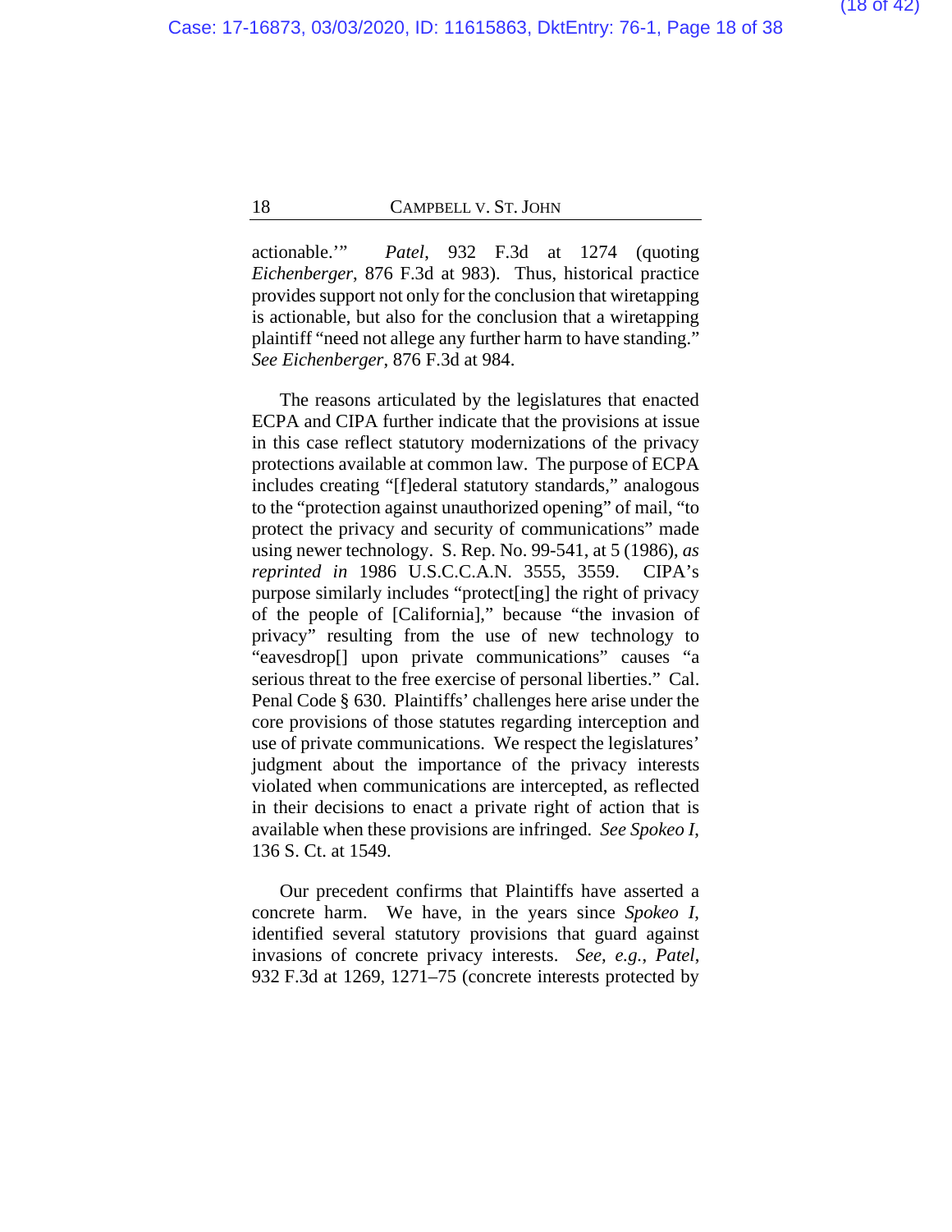actionable.'" *Patel*, 932 F.3d at 1274 (quoting *Eichenberger*, 876 F.3d at 983). Thus, historical practice provides support not only for the conclusion that wiretapping is actionable, but also for the conclusion that a wiretapping plaintiff "need not allege any further harm to have standing." *See Eichenberger*, 876 F.3d at 984.

The reasons articulated by the legislatures that enacted ECPA and CIPA further indicate that the provisions at issue in this case reflect statutory modernizations of the privacy protections available at common law. The purpose of ECPA includes creating "[f]ederal statutory standards," analogous to the "protection against unauthorized opening" of mail, "to protect the privacy and security of communications" made using newer technology. S. Rep. No. 99-541, at 5 (1986), *as reprinted in* 1986 U.S.C.C.A.N. 3555, 3559. CIPA's purpose similarly includes "protect[ing] the right of privacy of the people of [California]," because "the invasion of privacy" resulting from the use of new technology to "eavesdrop[] upon private communications" causes "a serious threat to the free exercise of personal liberties." Cal. Penal Code § 630. Plaintiffs' challenges here arise under the core provisions of those statutes regarding interception and use of private communications. We respect the legislatures' judgment about the importance of the privacy interests violated when communications are intercepted, as reflected in their decisions to enact a private right of action that is available when these provisions are infringed. *See Spokeo I*, 136 S. Ct. at 1549.

Our precedent confirms that Plaintiffs have asserted a concrete harm. We have, in the years since *Spokeo I*, identified several statutory provisions that guard against invasions of concrete privacy interests. *See, e.g.*, *Patel*, 932 F.3d at 1269, 1271–75 (concrete interests protected by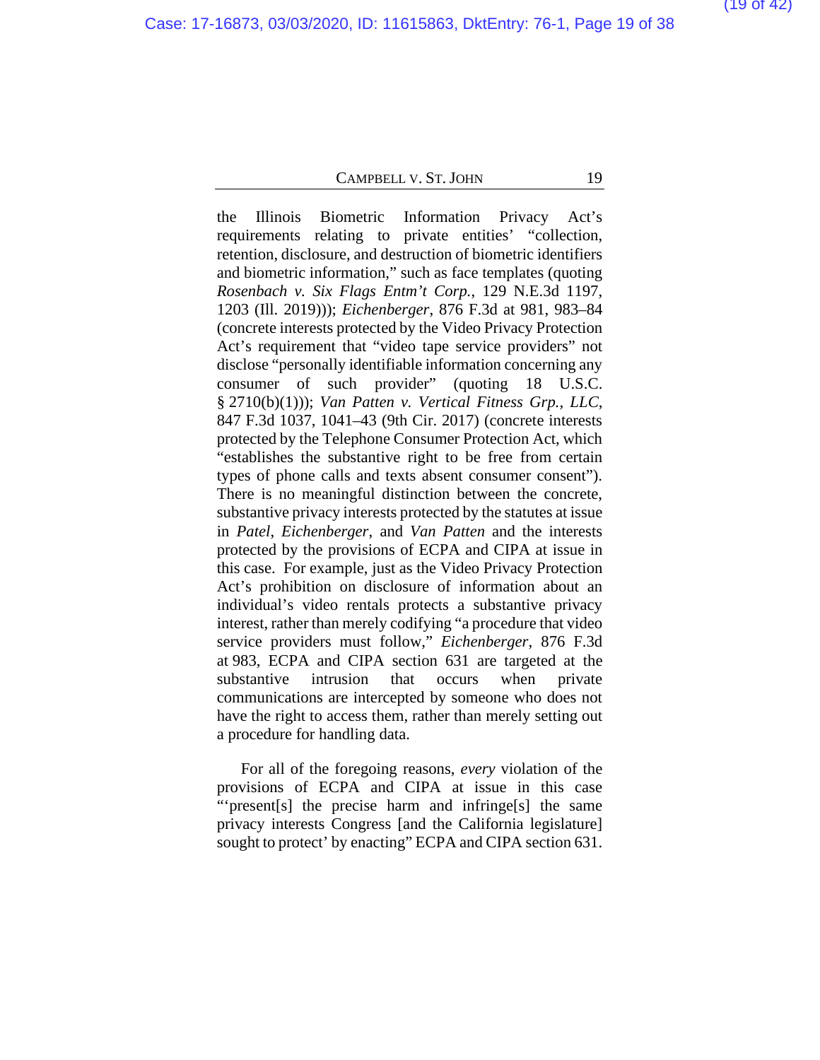the Illinois Biometric Information Privacy Act's requirements relating to private entities' "collection, retention, disclosure, and destruction of biometric identifiers and biometric information," such as face templates (quoting *Rosenbach v. Six Flags Entm't Corp.*, 129 N.E.3d 1197, 1203 (Ill. 2019))); *Eichenberger*, 876 F.3d at 981, 983–84 (concrete interests protected by the Video Privacy Protection Act's requirement that "video tape service providers" not disclose "personally identifiable information concerning any consumer of such provider" (quoting 18 U.S.C. § 2710(b)(1))); *Van Patten v. Vertical Fitness Grp., LLC*, 847 F.3d 1037, 1041–43 (9th Cir. 2017) (concrete interests protected by the Telephone Consumer Protection Act, which "establishes the substantive right to be free from certain types of phone calls and texts absent consumer consent"). There is no meaningful distinction between the concrete, substantive privacy interests protected by the statutes at issue in *Patel*, *Eichenberger*, and *Van Patten* and the interests protected by the provisions of ECPA and CIPA at issue in this case. For example, just as the Video Privacy Protection Act's prohibition on disclosure of information about an individual's video rentals protects a substantive privacy interest, rather than merely codifying "a procedure that video service providers must follow," *Eichenberger*, 876 F.3d at 983, ECPA and CIPA section 631 are targeted at the substantive intrusion that occurs when private communications are intercepted by someone who does not have the right to access them, rather than merely setting out a procedure for handling data.

For all of the foregoing reasons, *every* violation of the provisions of ECPA and CIPA at issue in this case "'present[s] the precise harm and infringe[s] the same privacy interests Congress [and the California legislature] sought to protect' by enacting" ECPA and CIPA section 631.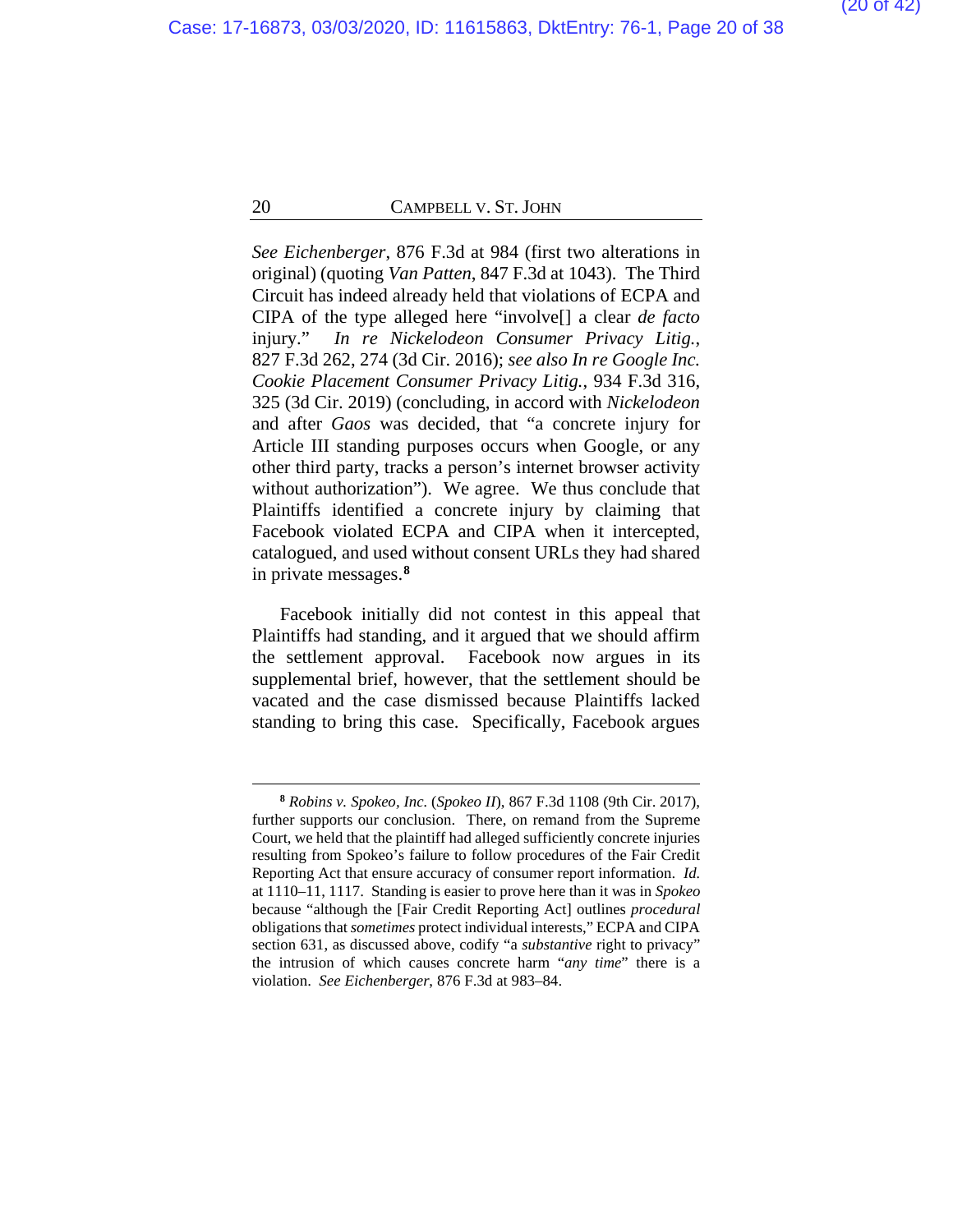*See Eichenberger*, 876 F.3d at 984 (first two alterations in original) (quoting *Van Patten*, 847 F.3d at 1043). The Third Circuit has indeed already held that violations of ECPA and CIPA of the type alleged here "involve[] a clear *de facto* injury." *In re Nickelodeon Consumer Privacy Litig.*, 827 F.3d 262, 274 (3d Cir. 2016); *see also In re Google Inc. Cookie Placement Consumer Privacy Litig.*, 934 F.3d 316, 325 (3d Cir. 2019) (concluding, in accord with *Nickelodeon* and after *Gaos* was decided, that "a concrete injury for Article III standing purposes occurs when Google, or any other third party, tracks a person's internet browser activity without authorization"). We agree. We thus conclude that Plaintiffs identified a concrete injury by claiming that Facebook violated ECPA and CIPA when it intercepted, catalogued, and used without consent URLs they had shared in private messages.[8]

Facebook initially did not contest in this appeal that Plaintiffs had standing, and it argued that we should affirm the settlement approval. Facebook now argues in its supplemental brief, however, that the settlement should be vacated and the case dismissed because Plaintiffs lacked standing to bring this case. Specifically, Facebook argues

---

[8] *Robins v. Spokeo, Inc.* (*Spokeo II*), 867 F.3d 1108 (9th Cir. 2017), further supports our conclusion. There, on remand from the Supreme Court, we held that the plaintiff had alleged sufficiently concrete injuries resulting from Spokeo's failure to follow procedures of the Fair Credit Reporting Act that ensure accuracy of consumer report information. *Id.* at 1110–11, 1117. Standing is easier to prove here than it was in *Spokeo* because "although the [Fair Credit Reporting Act] outlines *procedural* obligations that *sometimes* protect individual interests," ECPA and CIPA section 631, as discussed above, codify "a *substantive* right to privacy" the intrusion of which causes concrete harm "*any time*" there is a violation. *See Eichenberger*, 876 F.3d at 983–84.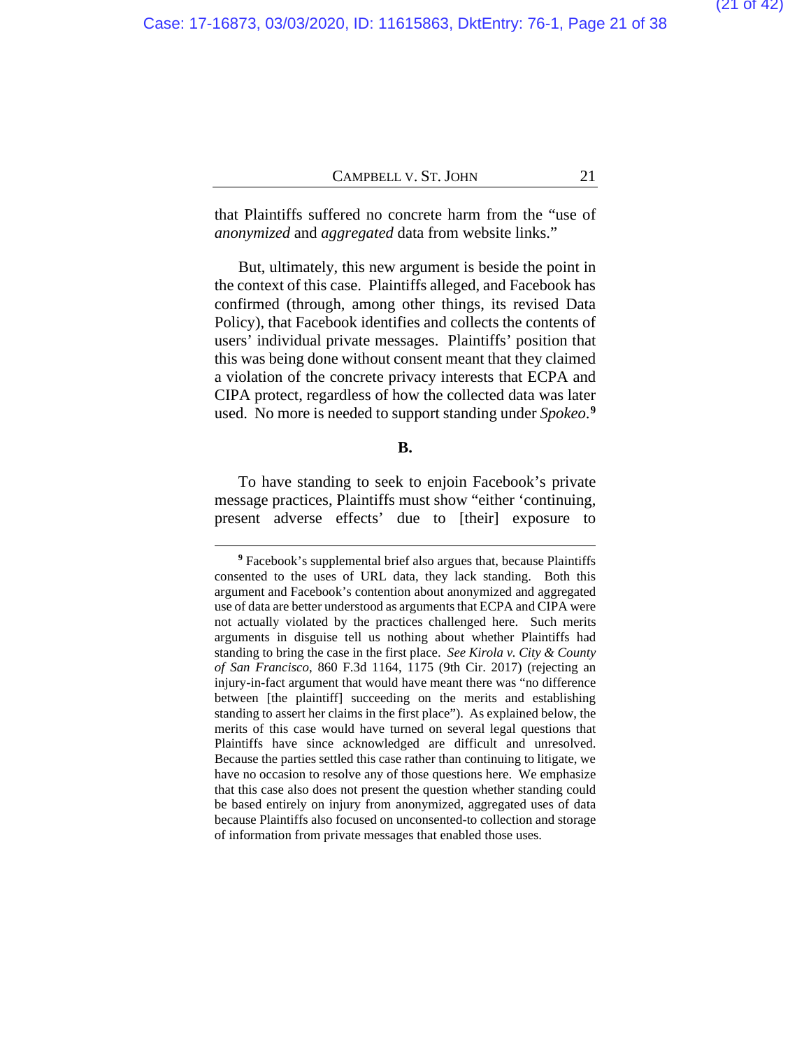that Plaintiffs suffered no concrete harm from the "use of *anonymized* and *aggregated* data from website links."

But, ultimately, this new argument is beside the point in the context of this case. Plaintiffs alleged, and Facebook has confirmed (through, among other things, its revised Data Policy), that Facebook identifies and collects the contents of users' individual private messages. Plaintiffs' position that this was being done without consent meant that they claimed a violation of the concrete privacy interests that ECPA and CIPA protect, regardless of how the collected data was later used. No more is needed to support standing under *Spokeo*.[9]

**B.**

To have standing to seek to enjoin Facebook's private message practices, Plaintiffs must show "either 'continuing, present adverse effects' due to [their] exposure to

---

[9] Facebook's supplemental brief also argues that, because Plaintiffs consented to the uses of URL data, they lack standing. Both this argument and Facebook's contention about anonymized and aggregated use of data are better understood as arguments that ECPA and CIPA were not actually violated by the practices challenged here. Such merits arguments in disguise tell us nothing about whether Plaintiffs had standing to bring the case in the first place. *See Kirola v. City & County of San Francisco*, 860 F.3d 1164, 1175 (9th Cir. 2017) (rejecting an injury-in-fact argument that would have meant there was "no difference between [the plaintiff] succeeding on the merits and establishing standing to assert her claims in the first place"). As explained below, the merits of this case would have turned on several legal questions that Plaintiffs have since acknowledged are difficult and unresolved. Because the parties settled this case rather than continuing to litigate, we have no occasion to resolve any of those questions here. We emphasize that this case also does not present the question whether standing could be based entirely on injury from anonymized, aggregated uses of data because Plaintiffs also focused on unconsented-to collection and storage of information from private messages that enabled those uses.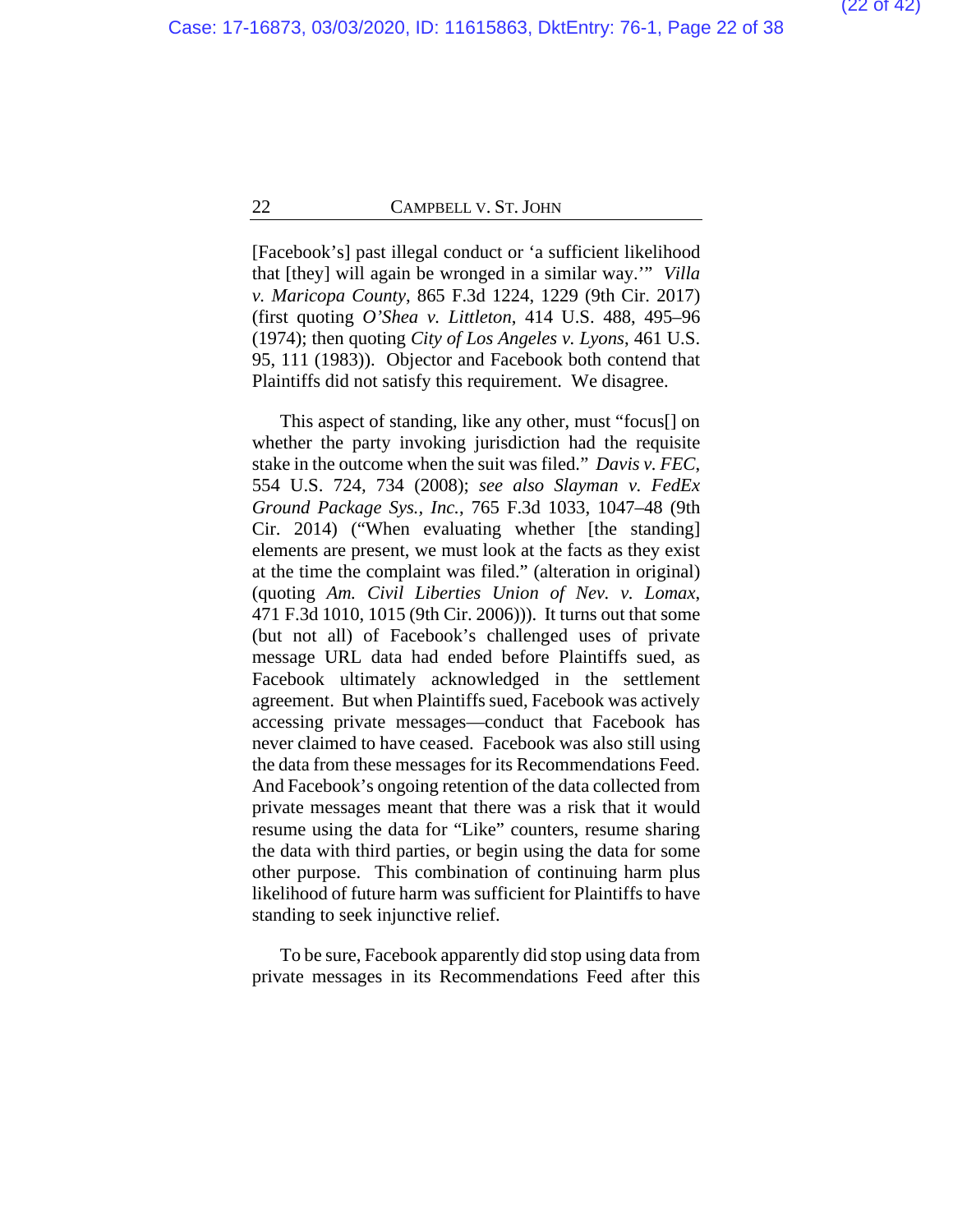[Facebook's] past illegal conduct or 'a sufficient likelihood that [they] will again be wronged in a similar way.'" *Villa v. Maricopa County*, 865 F.3d 1224, 1229 (9th Cir. 2017) (first quoting *O'Shea v. Littleton*, 414 U.S. 488, 495–96 (1974); then quoting *City of Los Angeles v. Lyons*, 461 U.S. 95, 111 (1983)). Objector and Facebook both contend that Plaintiffs did not satisfy this requirement. We disagree.

This aspect of standing, like any other, must "focus[] on whether the party invoking jurisdiction had the requisite stake in the outcome when the suit was filed." *Davis v. FEC*, 554 U.S. 724, 734 (2008); *see also Slayman v. FedEx Ground Package Sys., Inc.*, 765 F.3d 1033, 1047–48 (9th Cir. 2014) ("When evaluating whether [the standing] elements are present, we must look at the facts as they exist at the time the complaint was filed." (alteration in original) (quoting *Am. Civil Liberties Union of Nev. v. Lomax*, 471 F.3d 1010, 1015 (9th Cir. 2006))). It turns out that some (but not all) of Facebook's challenged uses of private message URL data had ended before Plaintiffs sued, as Facebook ultimately acknowledged in the settlement agreement. But when Plaintiffs sued, Facebook was actively accessing private messages—conduct that Facebook has never claimed to have ceased. Facebook was also still using the data from these messages for its Recommendations Feed. And Facebook's ongoing retention of the data collected from private messages meant that there was a risk that it would resume using the data for "Like" counters, resume sharing the data with third parties, or begin using the data for some other purpose. This combination of continuing harm plus likelihood of future harm was sufficient for Plaintiffs to have standing to seek injunctive relief.

To be sure, Facebook apparently did stop using data from private messages in its Recommendations Feed after this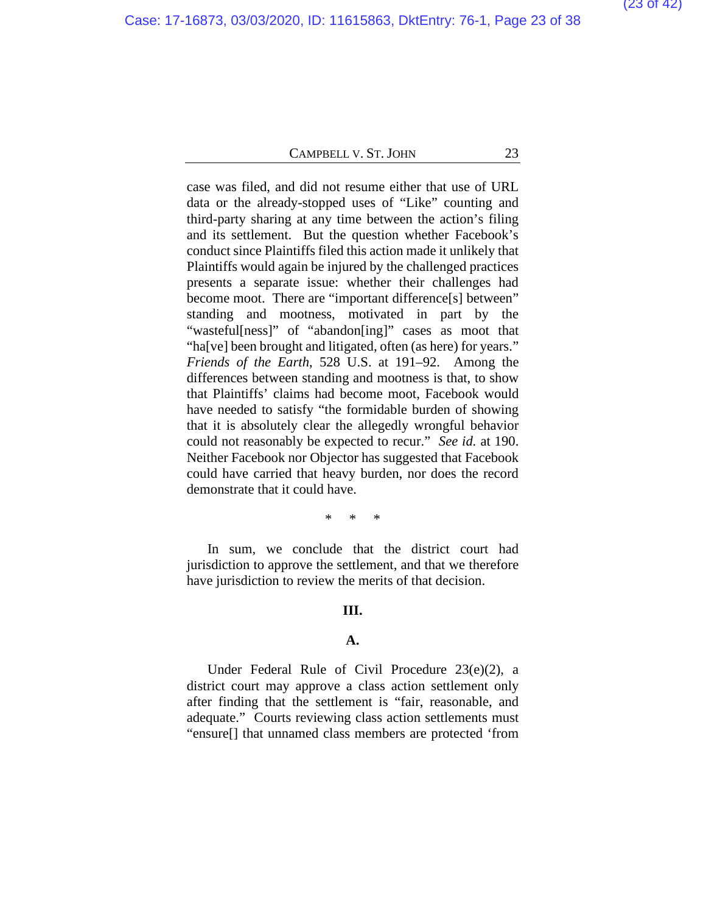case was filed, and did not resume either that use of URL data or the already-stopped uses of "Like" counting and third-party sharing at any time between the action's filing and its settlement. But the question whether Facebook's conduct since Plaintiffs filed this action made it unlikely that Plaintiffs would again be injured by the challenged practices presents a separate issue: whether their challenges had become moot. There are "important difference[s] between" standing and mootness, motivated in part by the "wasteful[ness]" of "abandon[ing]" cases as moot that "ha[ve] been brought and litigated, often (as here) for years." *Friends of the Earth*, 528 U.S. at 191–92. Among the differences between standing and mootness is that, to show that Plaintiffs' claims had become moot, Facebook would have needed to satisfy "the formidable burden of showing that it is absolutely clear the allegedly wrongful behavior could not reasonably be expected to recur." *See id.* at 190. Neither Facebook nor Objector has suggested that Facebook could have carried that heavy burden, nor does the record demonstrate that it could have.

\* \* \*

In sum, we conclude that the district court had jurisdiction to approve the settlement, and that we therefore have jurisdiction to review the merits of that decision.

## III.

### A.

Under Federal Rule of Civil Procedure 23(e)(2), a district court may approve a class action settlement only after finding that the settlement is "fair, reasonable, and adequate." Courts reviewing class action settlements must "ensure[] that unnamed class members are protected 'from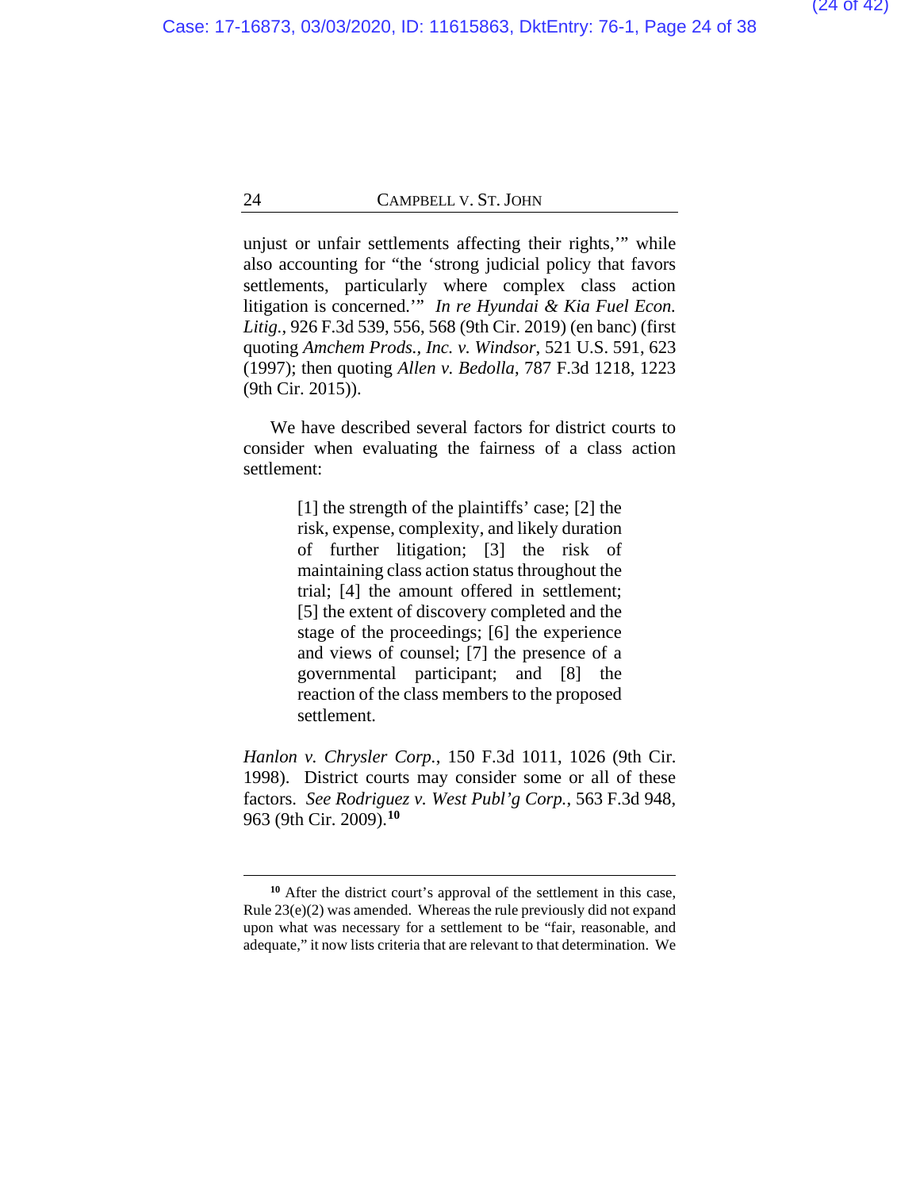unjust or unfair settlements affecting their rights,'" while also accounting for "the 'strong judicial policy that favors settlements, particularly where complex class action litigation is concerned.'" *In re Hyundai & Kia Fuel Econ. Litig.*, 926 F.3d 539, 556, 568 (9th Cir. 2019) (en banc) (first quoting *Amchem Prods., Inc. v. Windsor*, 521 U.S. 591, 623 (1997); then quoting *Allen v. Bedolla*, 787 F.3d 1218, 1223 (9th Cir. 2015)).

We have described several factors for district courts to consider when evaluating the fairness of a class action settlement:

> [1] the strength of the plaintiffs' case; [2] the risk, expense, complexity, and likely duration of further litigation; [3] the risk of maintaining class action status throughout the trial; [4] the amount offered in settlement; [5] the extent of discovery completed and the stage of the proceedings; [6] the experience and views of counsel; [7] the presence of a governmental participant; and [8] the reaction of the class members to the proposed settlement.

*Hanlon v. Chrysler Corp.*, 150 F.3d 1011, 1026 (9th Cir. 1998). District courts may consider some or all of these factors. *See Rodriguez v. West Publ'g Corp.*, 563 F.3d 948, 963 (9th Cir. 2009).[10]

---

[10] After the district court's approval of the settlement in this case, Rule 23(e)(2) was amended. Whereas the rule previously did not expand upon what was necessary for a settlement to be "fair, reasonable, and adequate," it now lists criteria that are relevant to that determination. We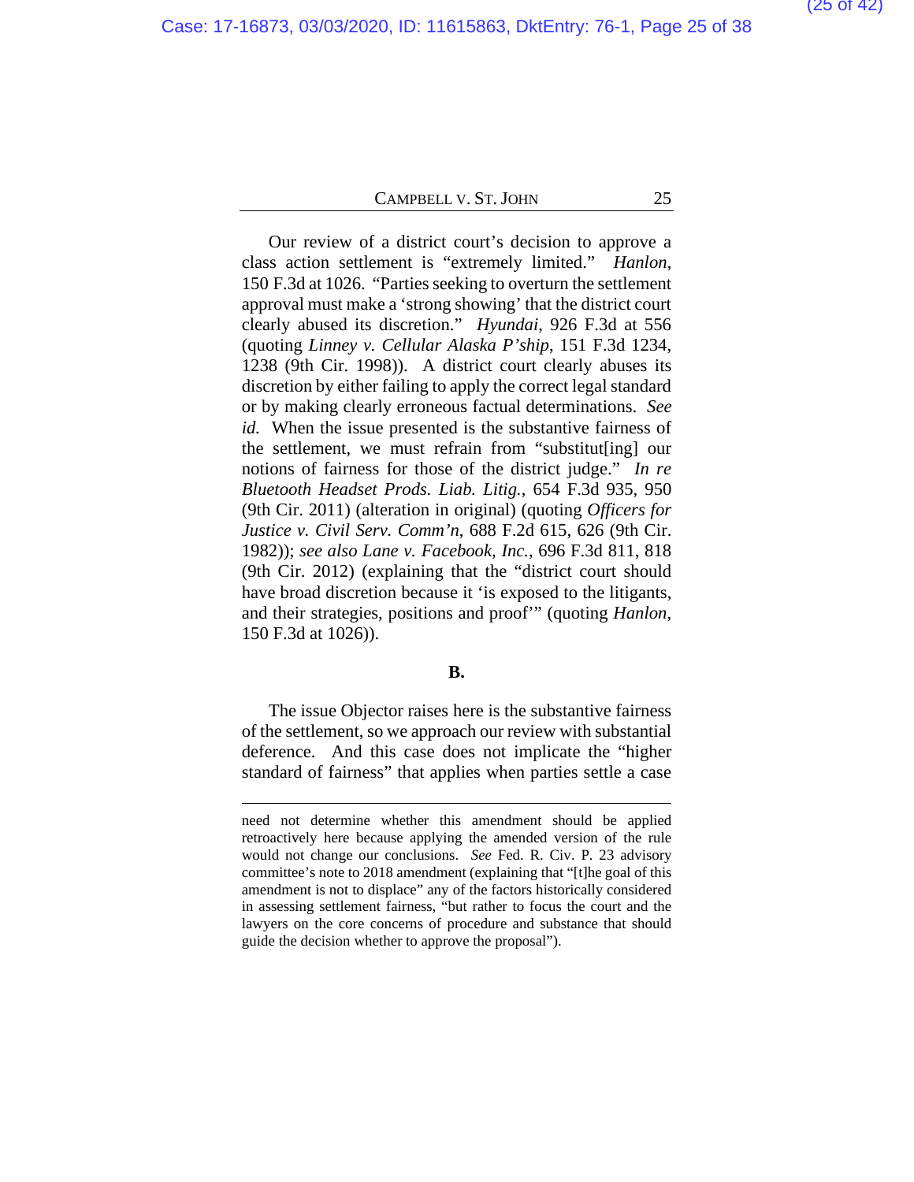Our review of a district court's decision to approve a class action settlement is "extremely limited." *Hanlon*, 150 F.3d at 1026. "Parties seeking to overturn the settlement approval must make a 'strong showing' that the district court clearly abused its discretion." *Hyundai*, 926 F.3d at 556 (quoting *Linney v. Cellular Alaska P'ship*, 151 F.3d 1234, 1238 (9th Cir. 1998)). A district court clearly abuses its discretion by either failing to apply the correct legal standard or by making clearly erroneous factual determinations. *See id.* When the issue presented is the substantive fairness of the settlement, we must refrain from "substitut[ing] our notions of fairness for those of the district judge." *In re Bluetooth Headset Prods. Liab. Litig.*, 654 F.3d 935, 950 (9th Cir. 2011) (alteration in original) (quoting *Officers for Justice v. Civil Serv. Comm'n*, 688 F.2d 615, 626 (9th Cir. 1982)); *see also Lane v. Facebook, Inc.*, 696 F.3d 811, 818 (9th Cir. 2012) (explaining that the "district court should have broad discretion because it 'is exposed to the litigants, and their strategies, positions and proof'" (quoting *Hanlon*, 150 F.3d at 1026)).

**B.**

The issue Objector raises here is the substantive fairness of the settlement, so we approach our review with substantial deference. And this case does not implicate the "higher standard of fairness" that applies when parties settle a case

---

need not determine whether this amendment should be applied retroactively here because applying the amended version of the rule would not change our conclusions. *See* Fed. R. Civ. P. 23 advisory committee's note to 2018 amendment (explaining that "[t]he goal of this amendment is not to displace" any of the factors historically considered in assessing settlement fairness, "but rather to focus the court and the lawyers on the core concerns of procedure and substance that should guide the decision whether to approve the proposal").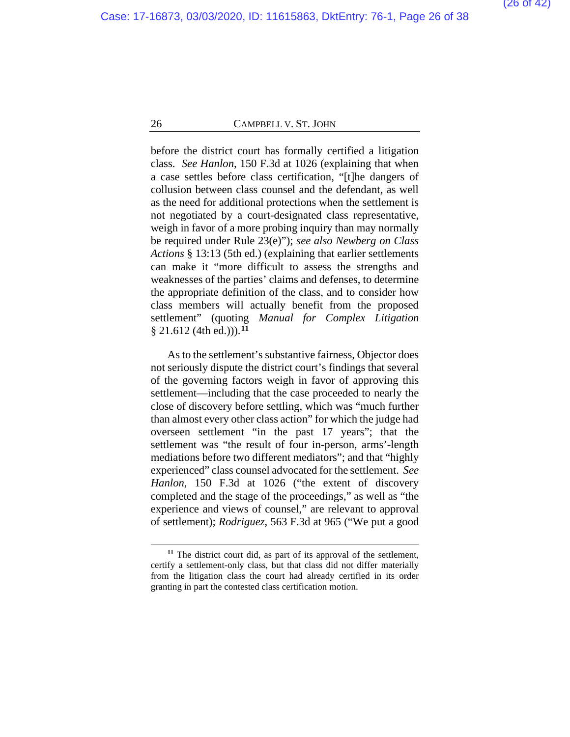before the district court has formally certified a litigation class. *See Hanlon*, 150 F.3d at 1026 (explaining that when a case settles before class certification, "[t]he dangers of collusion between class counsel and the defendant, as well as the need for additional protections when the settlement is not negotiated by a court-designated class representative, weigh in favor of a more probing inquiry than may normally be required under Rule 23(e)"); *see also Newberg on Class Actions* § 13:13 (5th ed.) (explaining that earlier settlements can make it "more difficult to assess the strengths and weaknesses of the parties' claims and defenses, to determine the appropriate definition of the class, and to consider how class members will actually benefit from the proposed settlement" (quoting *Manual for Complex Litigation* § 21.612 (4th ed.))).[11]

As to the settlement's substantive fairness, Objector does not seriously dispute the district court's findings that several of the governing factors weigh in favor of approving this settlement—including that the case proceeded to nearly the close of discovery before settling, which was "much further than almost every other class action" for which the judge had overseen settlement "in the past 17 years"; that the settlement was "the result of four in-person, arms'-length mediations before two different mediators"; and that "highly experienced" class counsel advocated for the settlement. *See Hanlon*, 150 F.3d at 1026 ("the extent of discovery completed and the stage of the proceedings," as well as "the experience and views of counsel," are relevant to approval of settlement); *Rodriguez*, 563 F.3d at 965 ("We put a good

---

[11] The district court did, as part of its approval of the settlement, certify a settlement-only class, but that class did not differ materially from the litigation class the court had already certified in its order granting in part the contested class certification motion.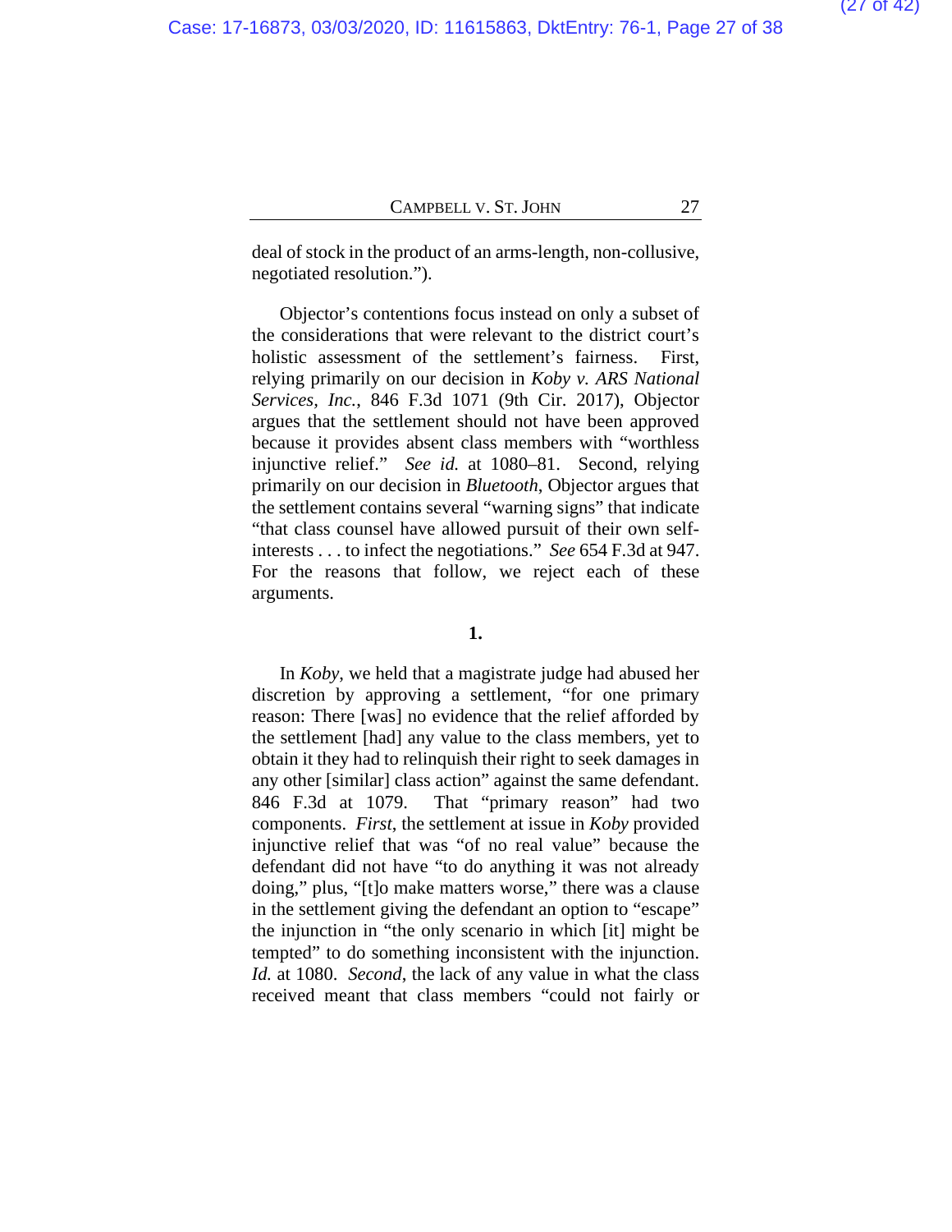deal of stock in the product of an arms-length, non-collusive, negotiated resolution.").

Objector's contentions focus instead on only a subset of the considerations that were relevant to the district court's holistic assessment of the settlement's fairness. First, relying primarily on our decision in *Koby v. ARS National Services, Inc.*, 846 F.3d 1071 (9th Cir. 2017), Objector argues that the settlement should not have been approved because it provides absent class members with "worthless injunctive relief." *See id.* at 1080–81. Second, relying primarily on our decision in *Bluetooth*, Objector argues that the settlement contains several "warning signs" that indicate "that class counsel have allowed pursuit of their own self-interests . . . to infect the negotiations." *See* 654 F.3d at 947. For the reasons that follow, we reject each of these arguments.

**1.**

In *Koby*, we held that a magistrate judge had abused her discretion by approving a settlement, "for one primary reason: There [was] no evidence that the relief afforded by the settlement [had] any value to the class members, yet to obtain it they had to relinquish their right to seek damages in any other [similar] class action" against the same defendant. 846 F.3d at 1079. That "primary reason" had two components. *First*, the settlement at issue in *Koby* provided injunctive relief that was "of no real value" because the defendant did not have "to do anything it was not already doing," plus, "[t]o make matters worse," there was a clause in the settlement giving the defendant an option to "escape" the injunction in "the only scenario in which [it] might be tempted" to do something inconsistent with the injunction. *Id.* at 1080. *Second*, the lack of any value in what the class received meant that class members "could not fairly or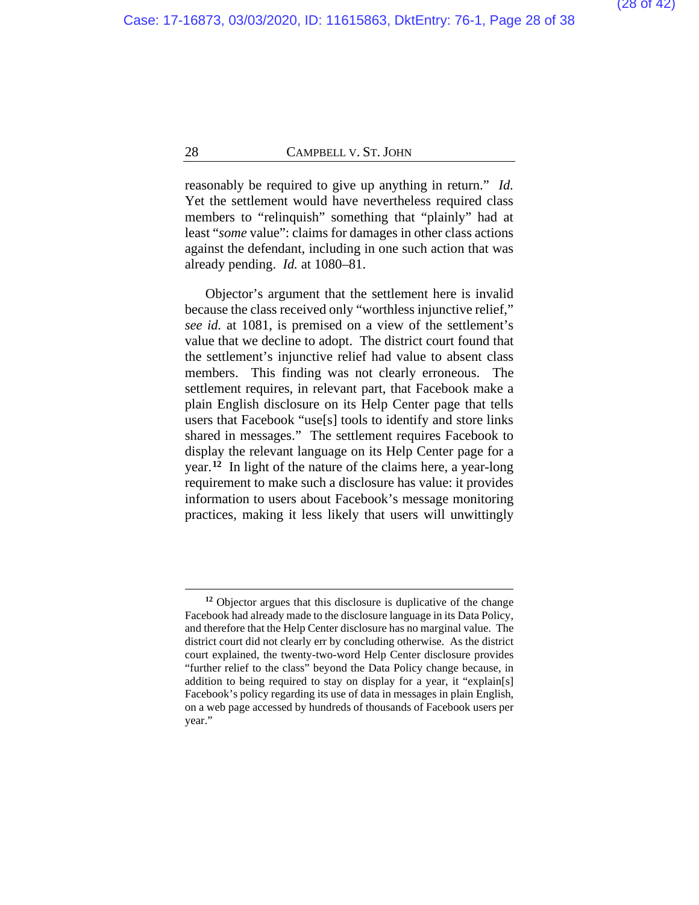reasonably be required to give up anything in return." *Id.* Yet the settlement would have nevertheless required class members to "relinquish" something that "plainly" had at least "*some* value": claims for damages in other class actions against the defendant, including in one such action that was already pending. *Id.* at 1080–81.

Objector's argument that the settlement here is invalid because the class received only "worthless injunctive relief," *see id.* at 1081, is premised on a view of the settlement's value that we decline to adopt. The district court found that the settlement's injunctive relief had value to absent class members. This finding was not clearly erroneous. The settlement requires, in relevant part, that Facebook make a plain English disclosure on its Help Center page that tells users that Facebook "use[s] tools to identify and store links shared in messages." The settlement requires Facebook to display the relevant language on its Help Center page for a year.[12] In light of the nature of the claims here, a year-long requirement to make such a disclosure has value: it provides information to users about Facebook's message monitoring practices, making it less likely that users will unwittingly

---

[12] Objector argues that this disclosure is duplicative of the change Facebook had already made to the disclosure language in its Data Policy, and therefore that the Help Center disclosure has no marginal value. The district court did not clearly err by concluding otherwise. As the district court explained, the twenty-two-word Help Center disclosure provides "further relief to the class" beyond the Data Policy change because, in addition to being required to stay on display for a year, it "explain[s] Facebook's policy regarding its use of data in messages in plain English, on a web page accessed by hundreds of thousands of Facebook users per year."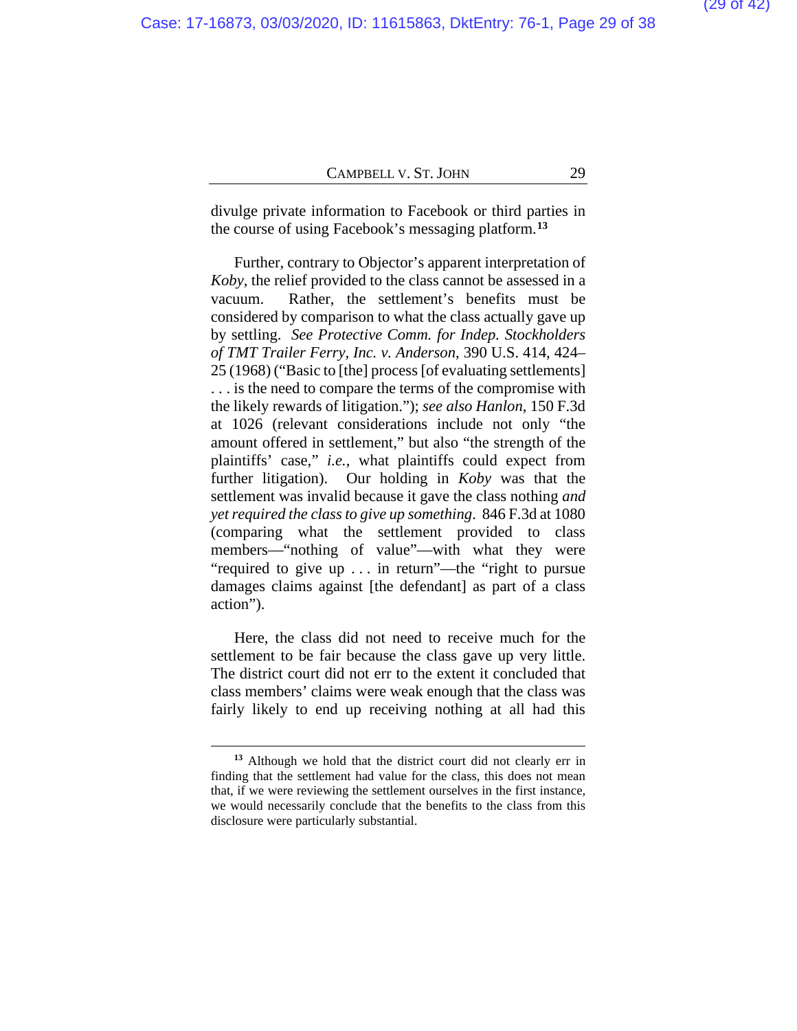divulge private information to Facebook or third parties in the course of using Facebook's messaging platform.[13]

Further, contrary to Objector's apparent interpretation of *Koby*, the relief provided to the class cannot be assessed in a vacuum. Rather, the settlement's benefits must be considered by comparison to what the class actually gave up by settling. *See Protective Comm. for Indep. Stockholders of TMT Trailer Ferry, Inc. v. Anderson*, 390 U.S. 414, 424–25 (1968) ("Basic to [the] process [of evaluating settlements] . . . is the need to compare the terms of the compromise with the likely rewards of litigation."); *see also Hanlon*, 150 F.3d at 1026 (relevant considerations include not only "the amount offered in settlement," but also "the strength of the plaintiffs' case," *i.e.*, what plaintiffs could expect from further litigation). Our holding in *Koby* was that the settlement was invalid because it gave the class nothing *and yet required the class to give up something*. 846 F.3d at 1080 (comparing what the settlement provided to class members—"nothing of value"—with what they were "required to give up . . . in return"—the "right to pursue damages claims against [the defendant] as part of a class action").

Here, the class did not need to receive much for the settlement to be fair because the class gave up very little. The district court did not err to the extent it concluded that class members' claims were weak enough that the class was fairly likely to end up receiving nothing at all had this

[13] Although we hold that the district court did not clearly err in finding that the settlement had value for the class, this does not mean that, if we were reviewing the settlement ourselves in the first instance, we would necessarily conclude that the benefits to the class from this disclosure were particularly substantial.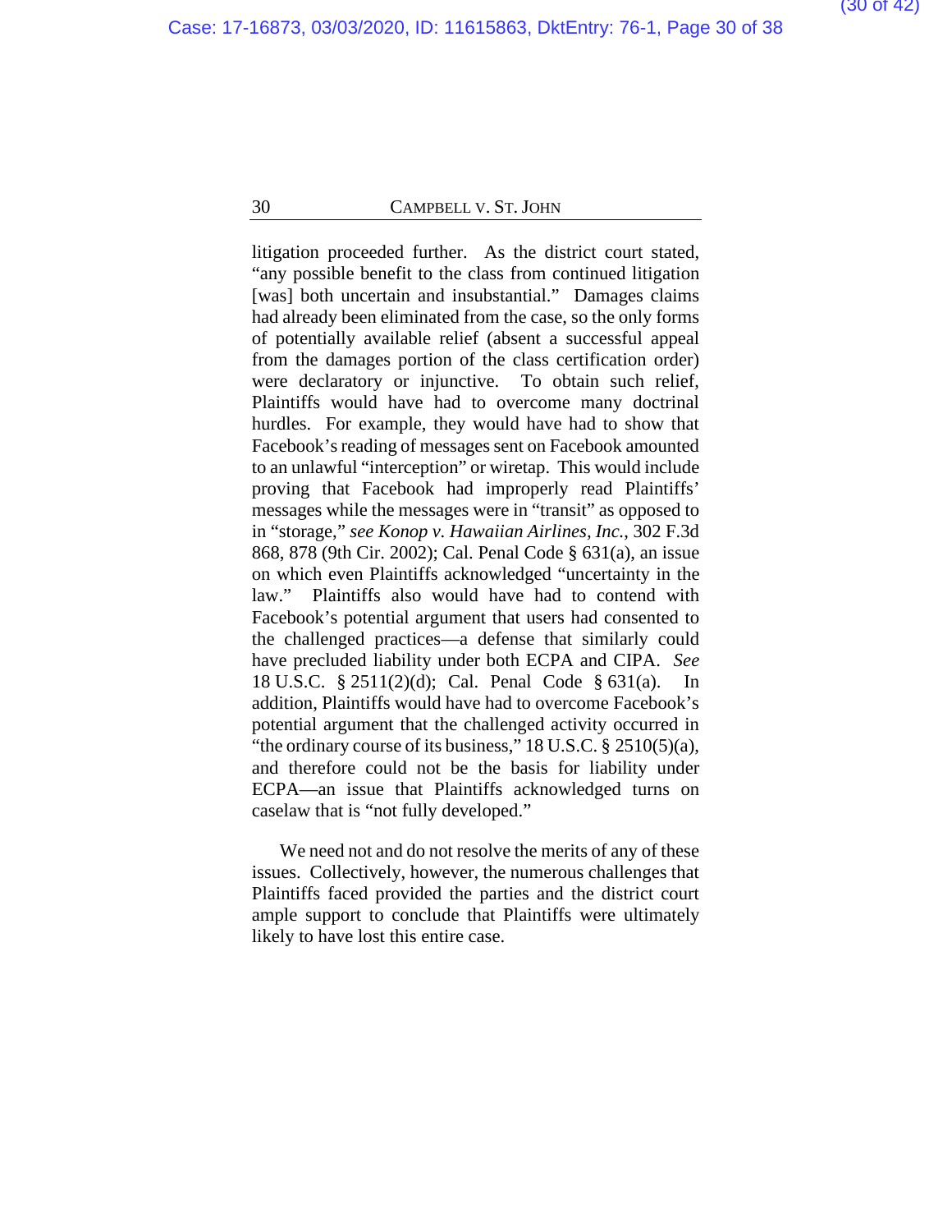litigation proceeded further. As the district court stated, "any possible benefit to the class from continued litigation [was] both uncertain and insubstantial." Damages claims had already been eliminated from the case, so the only forms of potentially available relief (absent a successful appeal from the damages portion of the class certification order) were declaratory or injunctive. To obtain such relief, Plaintiffs would have had to overcome many doctrinal hurdles. For example, they would have had to show that Facebook's reading of messages sent on Facebook amounted to an unlawful "interception" or wiretap. This would include proving that Facebook had improperly read Plaintiffs' messages while the messages were in "transit" as opposed to in "storage," *see Konop v. Hawaiian Airlines, Inc.*, 302 F.3d 868, 878 (9th Cir. 2002); Cal. Penal Code § 631(a), an issue on which even Plaintiffs acknowledged "uncertainty in the law." Plaintiffs also would have had to contend with Facebook's potential argument that users had consented to the challenged practices—a defense that similarly could have precluded liability under both ECPA and CIPA. *See* 18 U.S.C. § 2511(2)(d); Cal. Penal Code § 631(a). In addition, Plaintiffs would have had to overcome Facebook's potential argument that the challenged activity occurred in "the ordinary course of its business," 18 U.S.C. § 2510(5)(a), and therefore could not be the basis for liability under ECPA—an issue that Plaintiffs acknowledged turns on caselaw that is "not fully developed."

We need not and do not resolve the merits of any of these issues. Collectively, however, the numerous challenges that Plaintiffs faced provided the parties and the district court ample support to conclude that Plaintiffs were ultimately likely to have lost this entire case.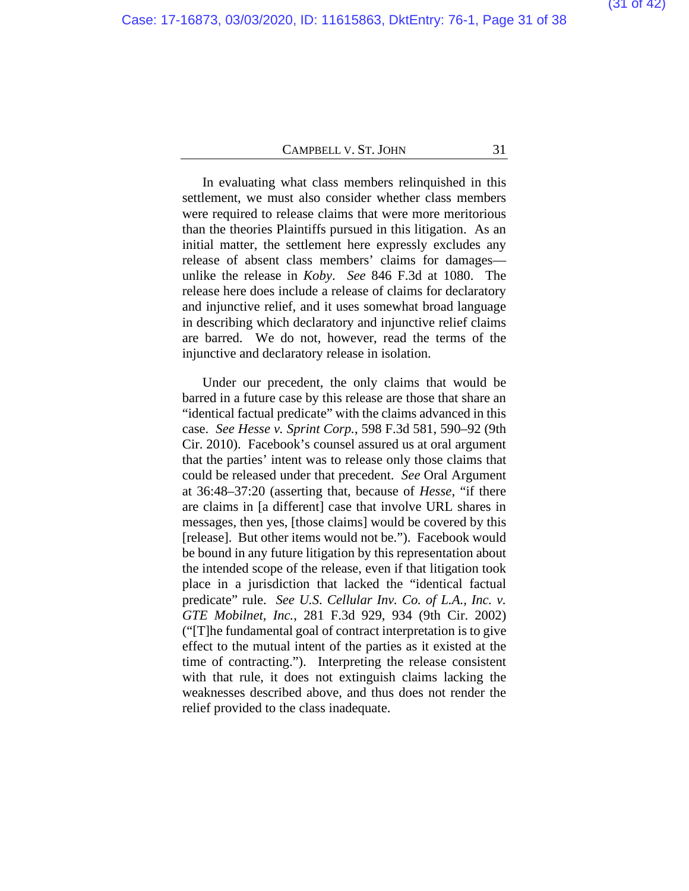In evaluating what class members relinquished in this settlement, we must also consider whether class members were required to release claims that were more meritorious than the theories Plaintiffs pursued in this litigation. As an initial matter, the settlement here expressly excludes any release of absent class members' claims for damages—unlike the release in *Koby*. *See* 846 F.3d at 1080. The release here does include a release of claims for declaratory and injunctive relief, and it uses somewhat broad language in describing which declaratory and injunctive relief claims are barred. We do not, however, read the terms of the injunctive and declaratory release in isolation.

Under our precedent, the only claims that would be barred in a future case by this release are those that share an "identical factual predicate" with the claims advanced in this case. *See Hesse v. Sprint Corp.*, 598 F.3d 581, 590–92 (9th Cir. 2010). Facebook's counsel assured us at oral argument that the parties' intent was to release only those claims that could be released under that precedent. *See* Oral Argument at 36:48–37:20 (asserting that, because of *Hesse*, "if there are claims in [a different] case that involve URL shares in messages, then yes, [those claims] would be covered by this [release]. But other items would not be."). Facebook would be bound in any future litigation by this representation about the intended scope of the release, even if that litigation took place in a jurisdiction that lacked the "identical factual predicate" rule. *See U.S. Cellular Inv. Co. of L.A., Inc. v. GTE Mobilnet, Inc.*, 281 F.3d 929, 934 (9th Cir. 2002) ("[T]he fundamental goal of contract interpretation is to give effect to the mutual intent of the parties as it existed at the time of contracting."). Interpreting the release consistent with that rule, it does not extinguish claims lacking the weaknesses described above, and thus does not render the relief provided to the class inadequate.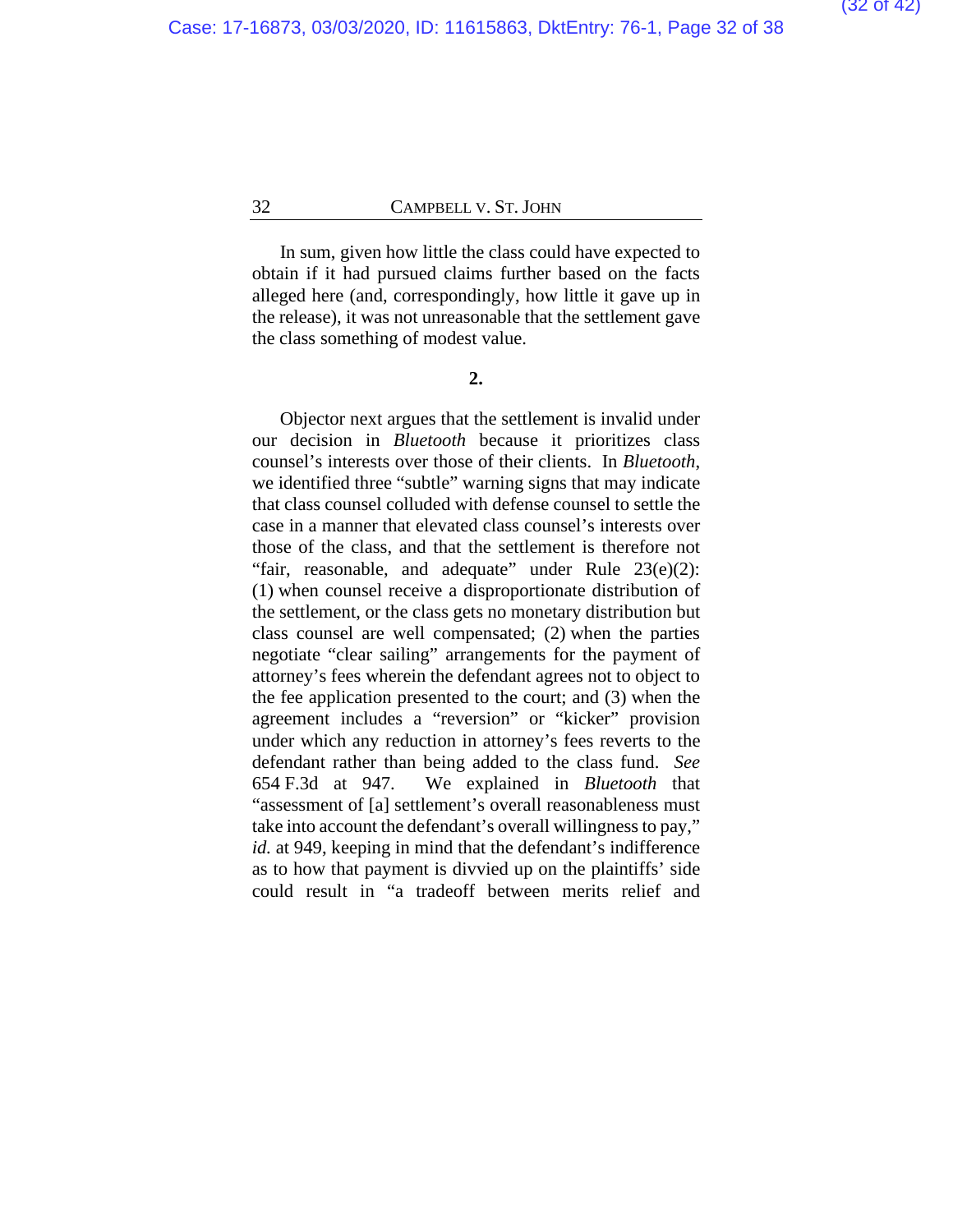In sum, given how little the class could have expected to obtain if it had pursued claims further based on the facts alleged here (and, correspondingly, how little it gave up in the release), it was not unreasonable that the settlement gave the class something of modest value.

**2.**

Objector next argues that the settlement is invalid under our decision in *Bluetooth* because it prioritizes class counsel's interests over those of their clients. In *Bluetooth*, we identified three "subtle" warning signs that may indicate that class counsel colluded with defense counsel to settle the case in a manner that elevated class counsel's interests over those of the class, and that the settlement is therefore not "fair, reasonable, and adequate" under Rule 23(e)(2): (1) when counsel receive a disproportionate distribution of the settlement, or the class gets no monetary distribution but class counsel are well compensated; (2) when the parties negotiate "clear sailing" arrangements for the payment of attorney's fees wherein the defendant agrees not to object to the fee application presented to the court; and (3) when the agreement includes a "reversion" or "kicker" provision under which any reduction in attorney's fees reverts to the defendant rather than being added to the class fund. *See* 654 F.3d at 947. We explained in *Bluetooth* that "assessment of [a] settlement's overall reasonableness must take into account the defendant's overall willingness to pay," *id.* at 949, keeping in mind that the defendant's indifference as to how that payment is divvied up on the plaintiffs' side could result in "a tradeoff between merits relief and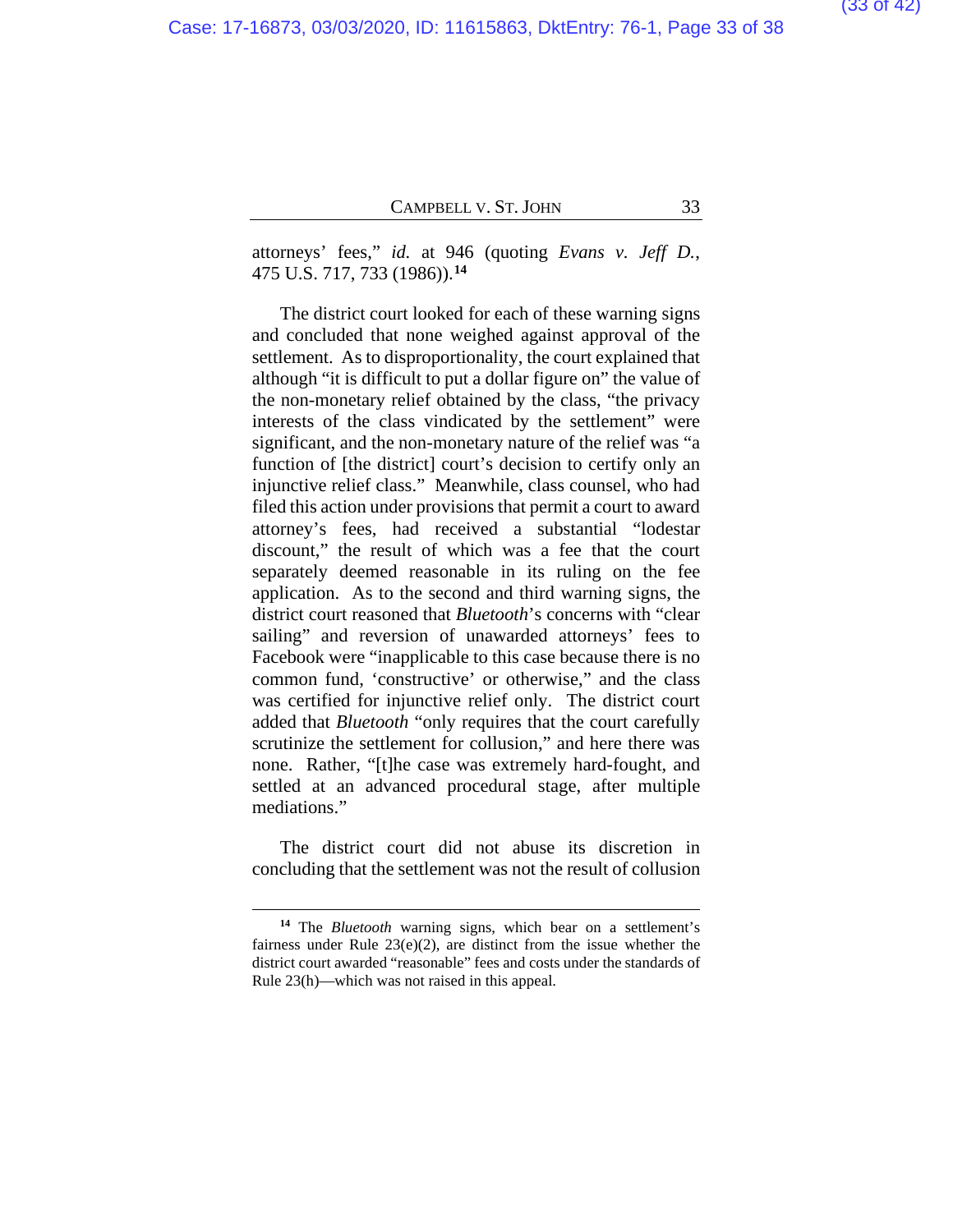attorneys' fees," *id.* at 946 (quoting *Evans v. Jeff D.*, 475 U.S. 717, 733 (1986)).[14]

The district court looked for each of these warning signs and concluded that none weighed against approval of the settlement. As to disproportionality, the court explained that although "it is difficult to put a dollar figure on" the value of the non-monetary relief obtained by the class, "the privacy interests of the class vindicated by the settlement" were significant, and the non-monetary nature of the relief was "a function of [the district] court's decision to certify only an injunctive relief class." Meanwhile, class counsel, who had filed this action under provisions that permit a court to award attorney's fees, had received a substantial "lodestar discount," the result of which was a fee that the court separately deemed reasonable in its ruling on the fee application. As to the second and third warning signs, the district court reasoned that *Bluetooth*'s concerns with "clear sailing" and reversion of unawarded attorneys' fees to Facebook were "inapplicable to this case because there is no common fund, 'constructive' or otherwise," and the class was certified for injunctive relief only. The district court added that *Bluetooth* "only requires that the court carefully scrutinize the settlement for collusion," and here there was none. Rather, "[t]he case was extremely hard-fought, and settled at an advanced procedural stage, after multiple mediations."

The district court did not abuse its discretion in concluding that the settlement was not the result of collusion

---

[14] The *Bluetooth* warning signs, which bear on a settlement's fairness under Rule 23(e)(2), are distinct from the issue whether the district court awarded "reasonable" fees and costs under the standards of Rule 23(h)—which was not raised in this appeal.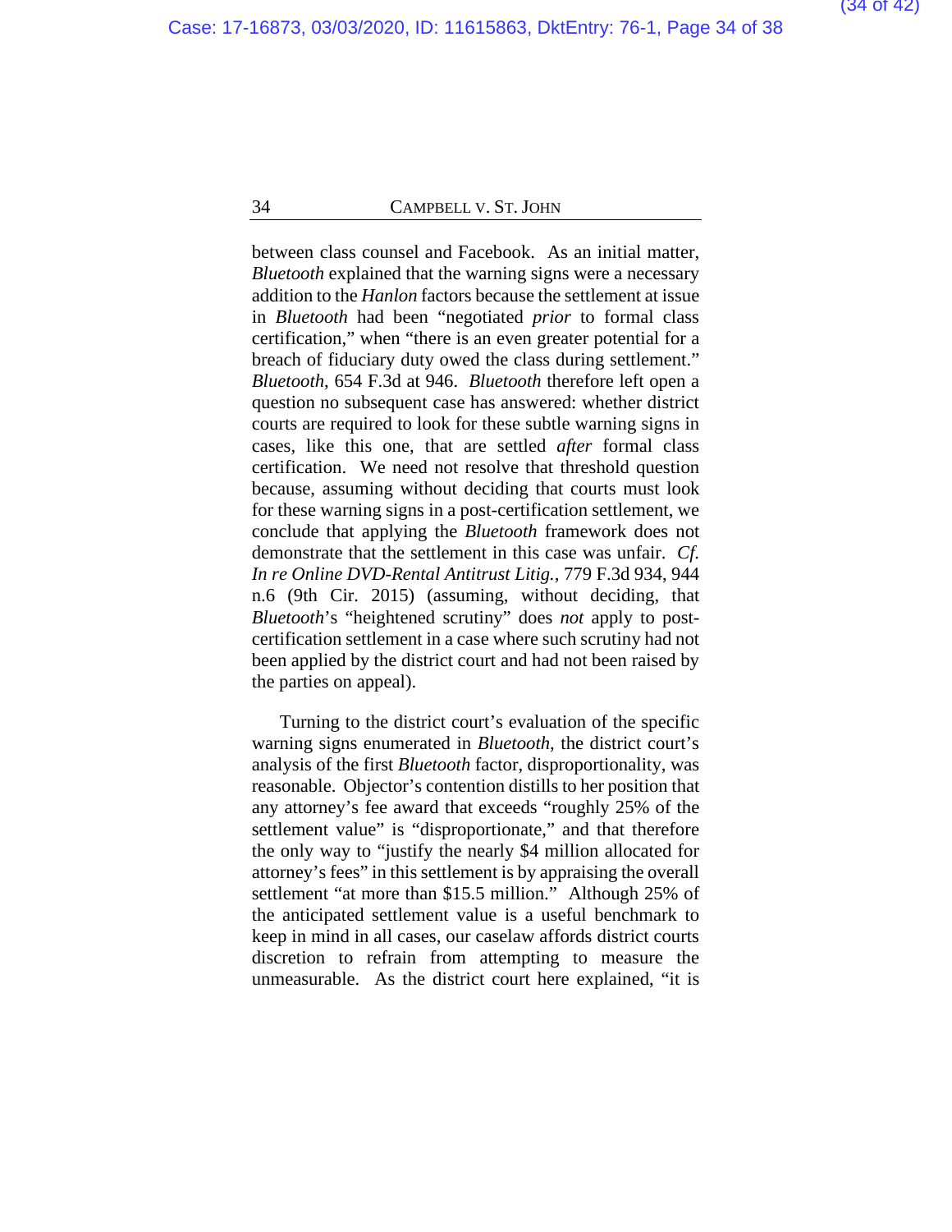between class counsel and Facebook. As an initial matter, *Bluetooth* explained that the warning signs were a necessary addition to the *Hanlon* factors because the settlement at issue in *Bluetooth* had been "negotiated *prior* to formal class certification," when "there is an even greater potential for a breach of fiduciary duty owed the class during settlement." *Bluetooth*, 654 F.3d at 946. *Bluetooth* therefore left open a question no subsequent case has answered: whether district courts are required to look for these subtle warning signs in cases, like this one, that are settled *after* formal class certification. We need not resolve that threshold question because, assuming without deciding that courts must look for these warning signs in a post-certification settlement, we conclude that applying the *Bluetooth* framework does not demonstrate that the settlement in this case was unfair. *Cf. In re Online DVD-Rental Antitrust Litig.*, 779 F.3d 934, 944 n.6 (9th Cir. 2015) (assuming, without deciding, that *Bluetooth*'s "heightened scrutiny" does *not* apply to post-certification settlement in a case where such scrutiny had not been applied by the district court and had not been raised by the parties on appeal).

Turning to the district court's evaluation of the specific warning signs enumerated in *Bluetooth*, the district court's analysis of the first *Bluetooth* factor, disproportionality, was reasonable. Objector's contention distills to her position that any attorney's fee award that exceeds "roughly 25% of the settlement value" is "disproportionate," and that therefore the only way to "justify the nearly $4 million allocated for attorney's fees" in this settlement is by appraising the overall settlement "at more than $15.5 million." Although 25% of the anticipated settlement value is a useful benchmark to keep in mind in all cases, our caselaw affords district courts discretion to refrain from attempting to measure the unmeasurable. As the district court here explained, "it is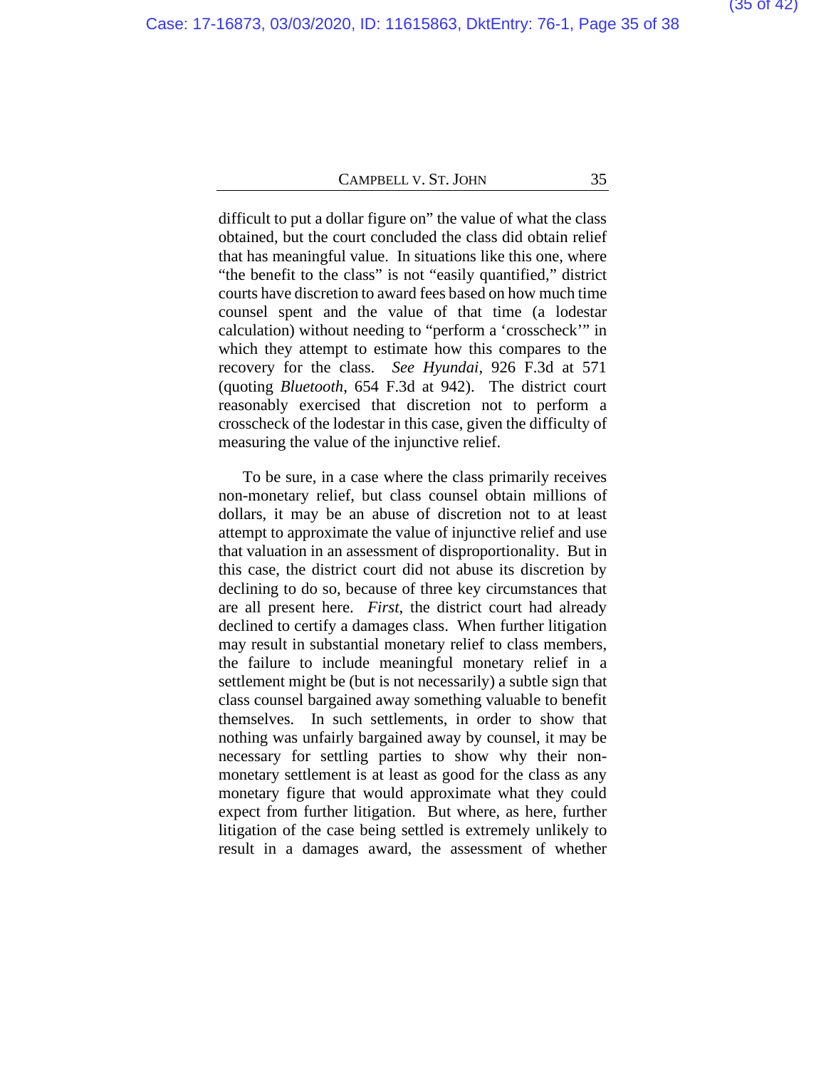difficult to put a dollar figure on" the value of what the class obtained, but the court concluded the class did obtain relief that has meaningful value. In situations like this one, where "the benefit to the class" is not "easily quantified," district courts have discretion to award fees based on how much time counsel spent and the value of that time (a lodestar calculation) without needing to "perform a 'crosscheck'" in which they attempt to estimate how this compares to the recovery for the class. *See Hyundai*, 926 F.3d at 571 (quoting *Bluetooth*, 654 F.3d at 942). The district court reasonably exercised that discretion not to perform a crosscheck of the lodestar in this case, given the difficulty of measuring the value of the injunctive relief.

To be sure, in a case where the class primarily receives non-monetary relief, but class counsel obtain millions of dollars, it may be an abuse of discretion not to at least attempt to approximate the value of injunctive relief and use that valuation in an assessment of disproportionality. But in this case, the district court did not abuse its discretion by declining to do so, because of three key circumstances that are all present here. *First*, the district court had already declined to certify a damages class. When further litigation may result in substantial monetary relief to class members, the failure to include meaningful monetary relief in a settlement might be (but is not necessarily) a subtle sign that class counsel bargained away something valuable to benefit themselves. In such settlements, in order to show that nothing was unfairly bargained away by counsel, it may be necessary for settling parties to show why their non-monetary settlement is at least as good for the class as any monetary figure that would approximate what they could expect from further litigation. But where, as here, further litigation of the case being settled is extremely unlikely to result in a damages award, the assessment of whether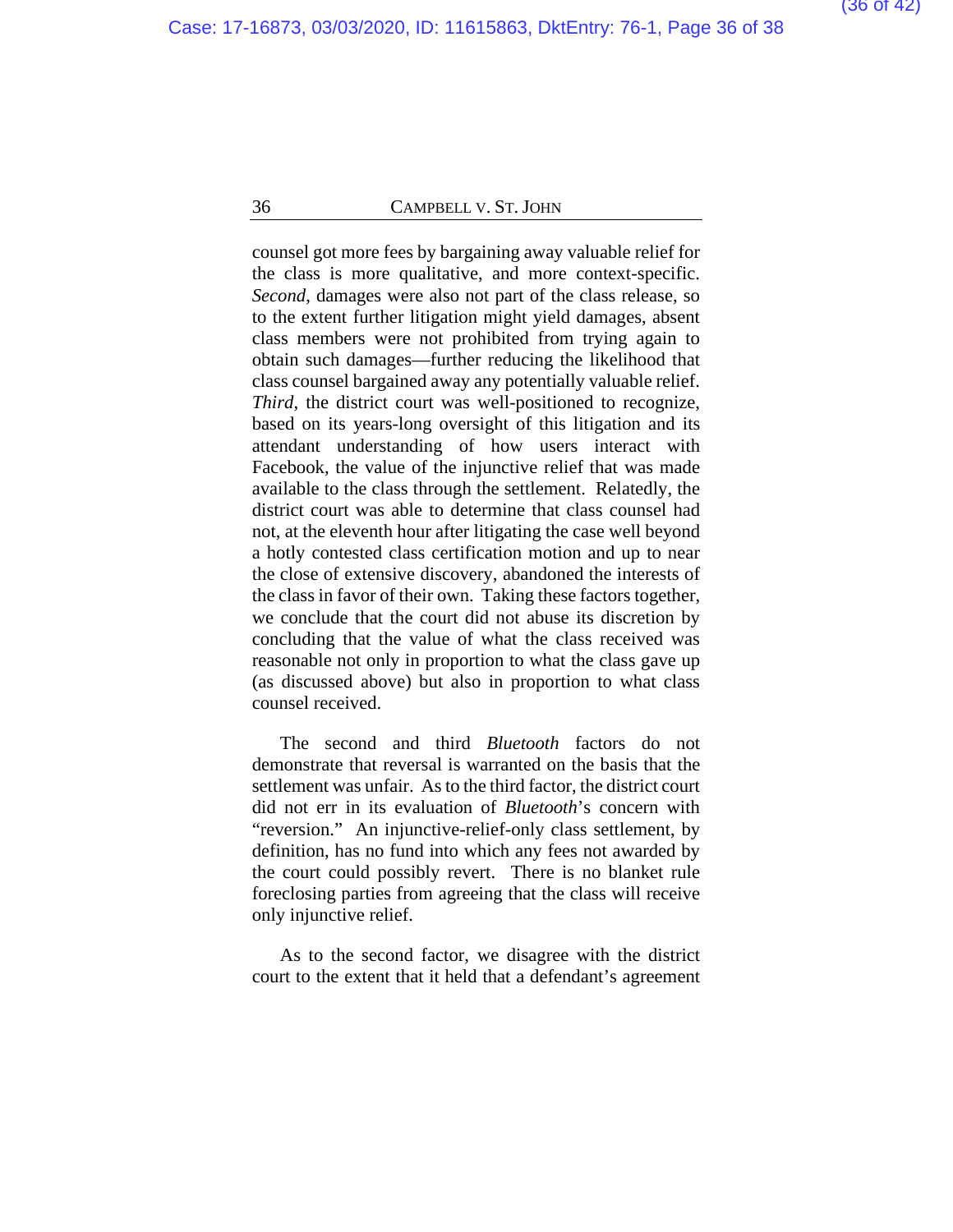counsel got more fees by bargaining away valuable relief for the class is more qualitative, and more context-specific. *Second*, damages were also not part of the class release, so to the extent further litigation might yield damages, absent class members were not prohibited from trying again to obtain such damages—further reducing the likelihood that class counsel bargained away any potentially valuable relief. *Third*, the district court was well-positioned to recognize, based on its years-long oversight of this litigation and its attendant understanding of how users interact with Facebook, the value of the injunctive relief that was made available to the class through the settlement. Relatedly, the district court was able to determine that class counsel had not, at the eleventh hour after litigating the case well beyond a hotly contested class certification motion and up to near the close of extensive discovery, abandoned the interests of the class in favor of their own. Taking these factors together, we conclude that the court did not abuse its discretion by concluding that the value of what the class received was reasonable not only in proportion to what the class gave up (as discussed above) but also in proportion to what class counsel received.

The second and third *Bluetooth* factors do not demonstrate that reversal is warranted on the basis that the settlement was unfair. As to the third factor, the district court did not err in its evaluation of *Bluetooth*'s concern with "reversion." An injunctive-relief-only class settlement, by definition, has no fund into which any fees not awarded by the court could possibly revert. There is no blanket rule foreclosing parties from agreeing that the class will receive only injunctive relief.

As to the second factor, we disagree with the district court to the extent that it held that a defendant's agreement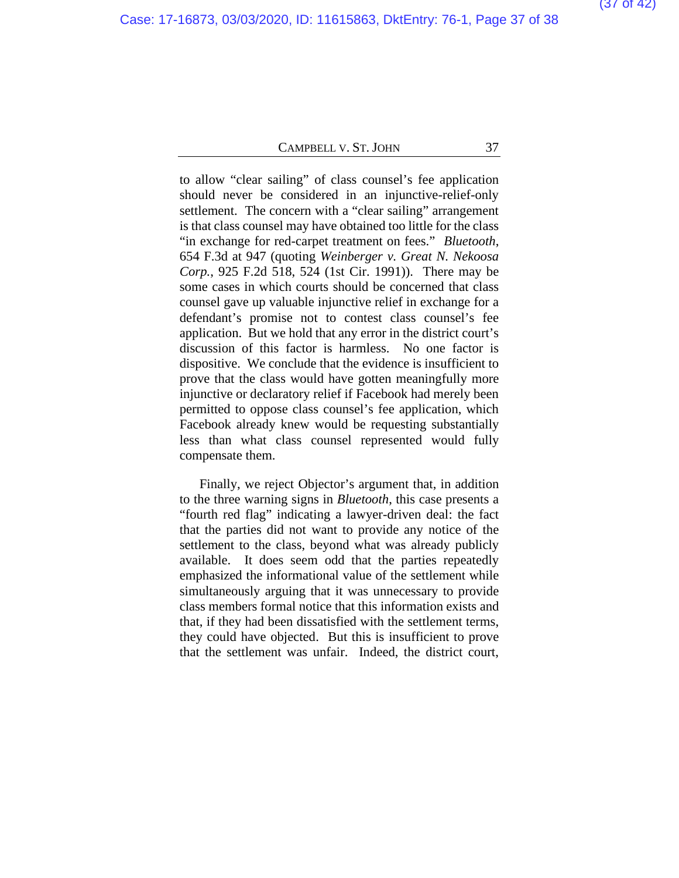to allow "clear sailing" of class counsel's fee application should never be considered in an injunctive-relief-only settlement. The concern with a "clear sailing" arrangement is that class counsel may have obtained too little for the class "in exchange for red-carpet treatment on fees." *Bluetooth*, 654 F.3d at 947 (quoting *Weinberger v. Great N. Nekoosa Corp.*, 925 F.2d 518, 524 (1st Cir. 1991)). There may be some cases in which courts should be concerned that class counsel gave up valuable injunctive relief in exchange for a defendant's promise not to contest class counsel's fee application. But we hold that any error in the district court's discussion of this factor is harmless. No one factor is dispositive. We conclude that the evidence is insufficient to prove that the class would have gotten meaningfully more injunctive or declaratory relief if Facebook had merely been permitted to oppose class counsel's fee application, which Facebook already knew would be requesting substantially less than what class counsel represented would fully compensate them.

Finally, we reject Objector's argument that, in addition to the three warning signs in *Bluetooth*, this case presents a "fourth red flag" indicating a lawyer-driven deal: the fact that the parties did not want to provide any notice of the settlement to the class, beyond what was already publicly available. It does seem odd that the parties repeatedly emphasized the informational value of the settlement while simultaneously arguing that it was unnecessary to provide class members formal notice that this information exists and that, if they had been dissatisfied with the settlement terms, they could have objected. But this is insufficient to prove that the settlement was unfair. Indeed, the district court,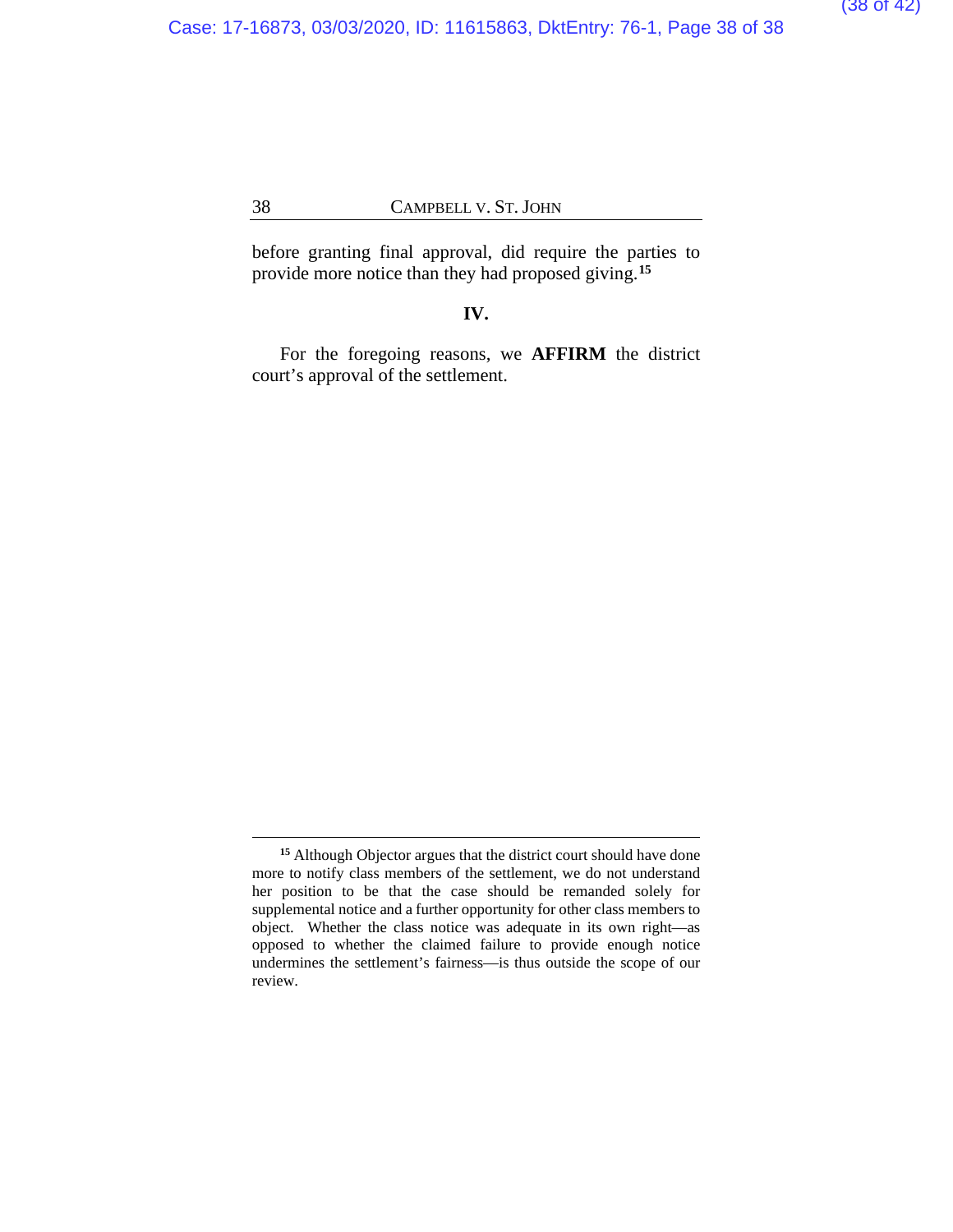before granting final approval, did require the parties to provide more notice than they had proposed giving.[15]

## IV.

For the foregoing reasons, we **AFFIRM** the district court's approval of the settlement.

---

[15] Although Objector argues that the district court should have done more to notify class members of the settlement, we do not understand her position to be that the case should be remanded solely for supplemental notice and a further opportunity for other class members to object. Whether the class notice was adequate in its own right—as opposed to whether the claimed failure to provide enough notice undermines the settlement's fairness—is thus outside the scope of our review.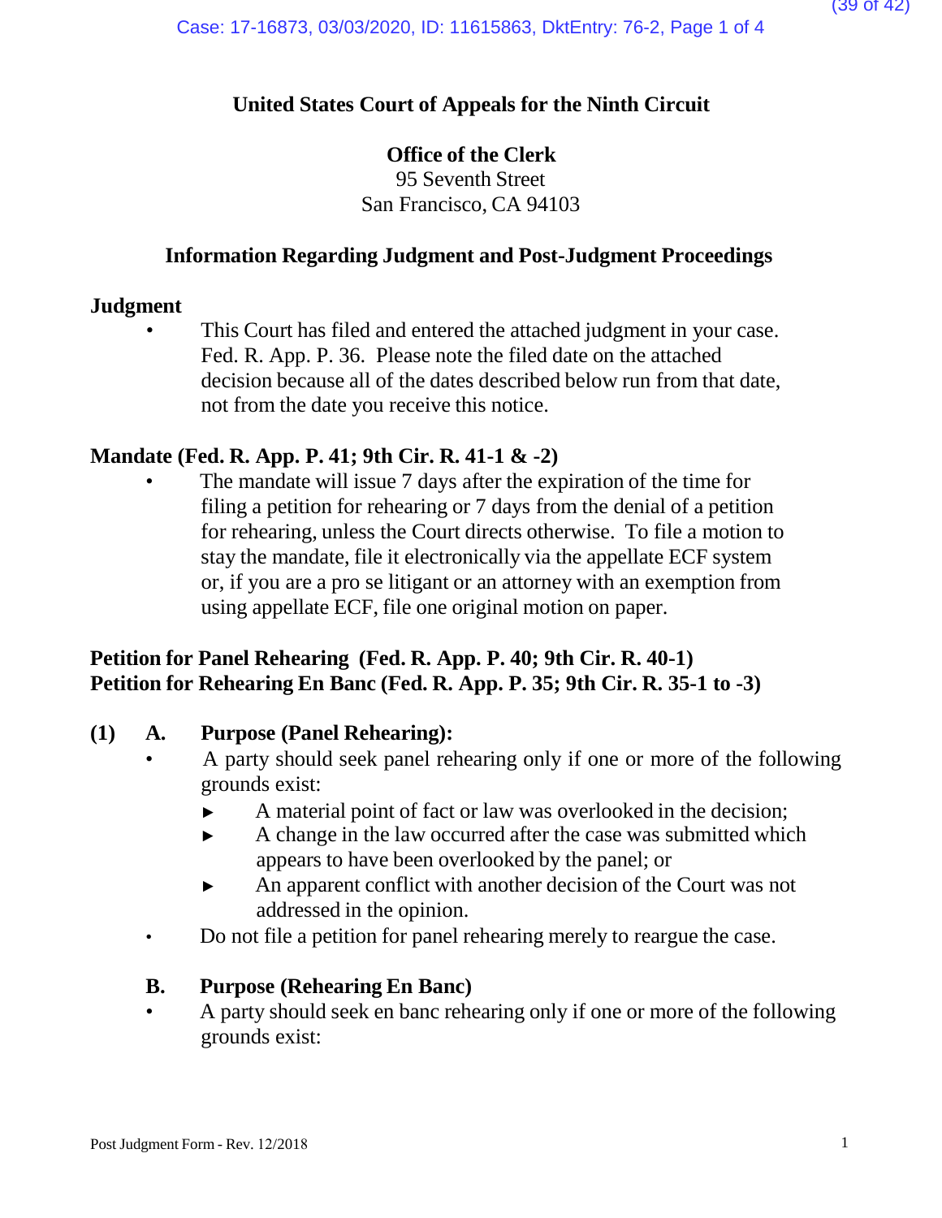**United States Court of Appeals for the Ninth Circuit**

**Office of the Clerk**
95 Seventh Street
San Francisco, CA 94103

**Information Regarding Judgment and Post-Judgment Proceedings**

**Judgment**

- This Court has filed and entered the attached judgment in your case. Fed. R. App. P. 36. Please note the filed date on the attached decision because all of the dates described below run from that date, not from the date you receive this notice.

**Mandate (Fed. R. App. P. 41; 9th Cir. R. 41-1 & -2)**

- The mandate will issue 7 days after the expiration of the time for filing a petition for rehearing or 7 days from the denial of a petition for rehearing, unless the Court directs otherwise. To file a motion to stay the mandate, file it electronically via the appellate ECF system or, if you are a pro se litigant or an attorney with an exemption from using appellate ECF, file one original motion on paper.

**Petition for Panel Rehearing (Fed. R. App. P. 40; 9th Cir. R. 40-1)**
**Petition for Rehearing En Banc (Fed. R. App. P. 35; 9th Cir. R. 35-1 to -3)**

**(1) A. Purpose (Panel Rehearing):**

- A party should seek panel rehearing only if one or more of the following grounds exist:
  - ► A material point of fact or law was overlooked in the decision;
  - ► A change in the law occurred after the case was submitted which appears to have been overlooked by the panel; or
  - ► An apparent conflict with another decision of the Court was not addressed in the opinion.
- Do not file a petition for panel rehearing merely to reargue the case.

**B. Purpose (Rehearing En Banc)**

- A party should seek en banc rehearing only if one or more of the following grounds exist: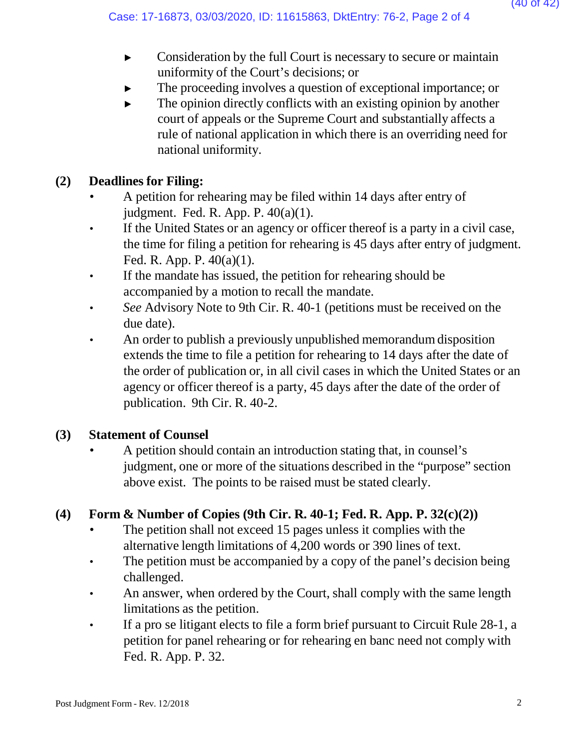- Consideration by the full Court is necessary to secure or maintain uniformity of the Court's decisions; or
- The proceeding involves a question of exceptional importance; or
- The opinion directly conflicts with an existing opinion by another court of appeals or the Supreme Court and substantially affects a rule of national application in which there is an overriding need for national uniformity.

**(2) Deadlines for Filing:**

- A petition for rehearing may be filed within 14 days after entry of judgment. Fed. R. App. P. 40(a)(1).
- If the United States or an agency or officer thereof is a party in a civil case, the time for filing a petition for rehearing is 45 days after entry of judgment. Fed. R. App. P. 40(a)(1).
- If the mandate has issued, the petition for rehearing should be accompanied by a motion to recall the mandate.
- *See* Advisory Note to 9th Cir. R. 40-1 (petitions must be received on the due date).
- An order to publish a previously unpublished memorandum disposition extends the time to file a petition for rehearing to 14 days after the date of the order of publication or, in all civil cases in which the United States or an agency or officer thereof is a party, 45 days after the date of the order of publication. 9th Cir. R. 40-2.

**(3) Statement of Counsel**

- A petition should contain an introduction stating that, in counsel's judgment, one or more of the situations described in the "purpose" section above exist. The points to be raised must be stated clearly.

**(4) Form & Number of Copies (9th Cir. R. 40-1; Fed. R. App. P. 32(c)(2))**

- The petition shall not exceed 15 pages unless it complies with the alternative length limitations of 4,200 words or 390 lines of text.
- The petition must be accompanied by a copy of the panel's decision being challenged.
- An answer, when ordered by the Court, shall comply with the same length limitations as the petition.
- If a pro se litigant elects to file a form brief pursuant to Circuit Rule 28-1, a petition for panel rehearing or for rehearing en banc need not comply with Fed. R. App. P. 32.

Post Judgment Form - Rev. 12/2018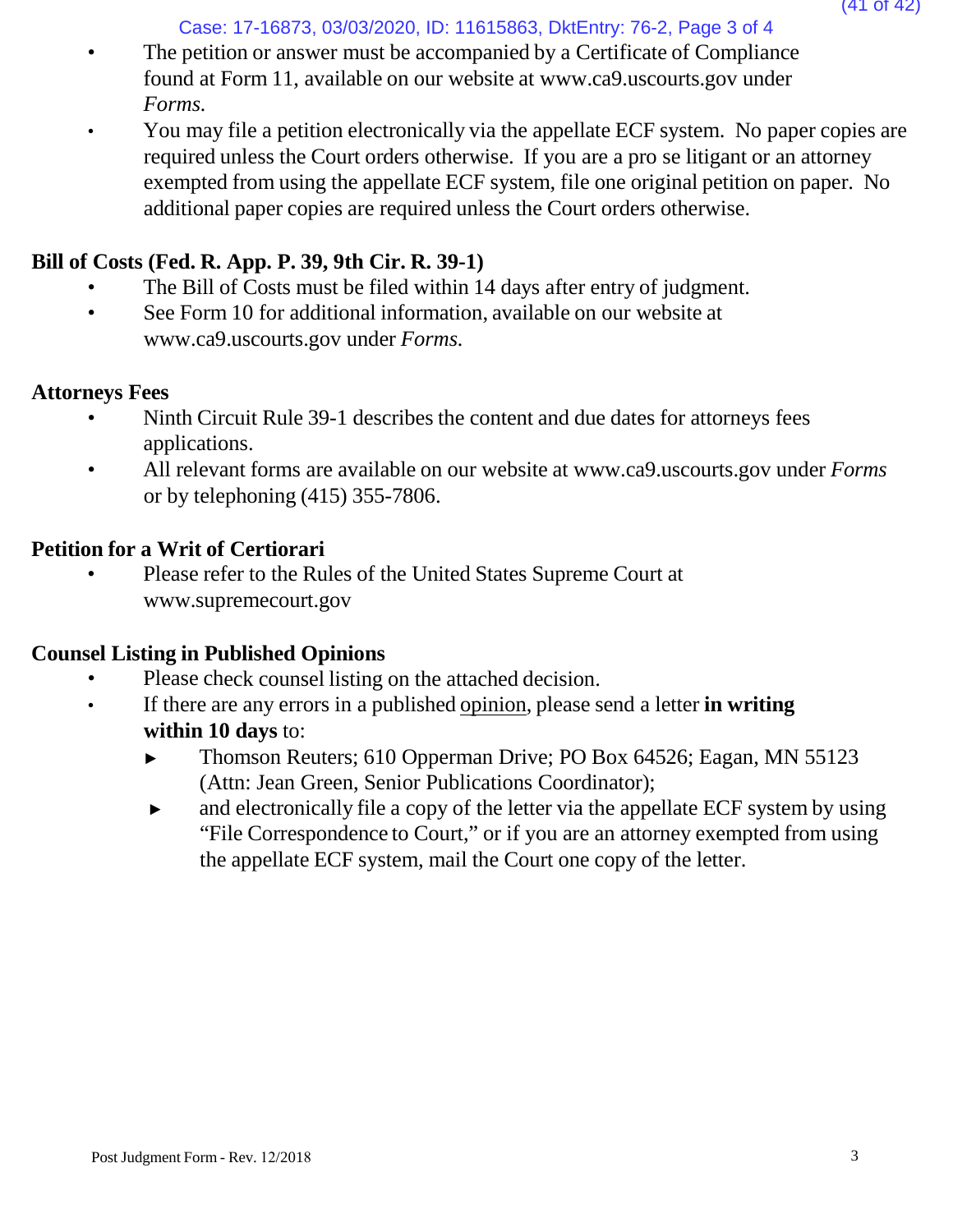- The petition or answer must be accompanied by a Certificate of Compliance found at Form 11, available on our website at www.ca9.uscourts.gov under *Forms*.
- You may file a petition electronically via the appellate ECF system. No paper copies are required unless the Court orders otherwise. If you are a pro se litigant or an attorney exempted from using the appellate ECF system, file one original petition on paper. No additional paper copies are required unless the Court orders otherwise.

**Bill of Costs (Fed. R. App. P. 39, 9th Cir. R. 39-1)**

- The Bill of Costs must be filed within 14 days after entry of judgment.
- See Form 10 for additional information, available on our website at www.ca9.uscourts.gov under *Forms*.

**Attorneys Fees**

- Ninth Circuit Rule 39-1 describes the content and due dates for attorneys fees applications.
- All relevant forms are available on our website at www.ca9.uscourts.gov under *Forms* or by telephoning (415) 355-7806.

**Petition for a Writ of Certiorari**

- Please refer to the Rules of the United States Supreme Court at www.supremecourt.gov

**Counsel Listing in Published Opinions**

- Please check counsel listing on the attached decision.
- If there are any errors in a published opinion, please send a letter **in writing within 10 days** to:
  - ► Thomson Reuters; 610 Opperman Drive; PO Box 64526; Eagan, MN 55123 (Attn: Jean Green, Senior Publications Coordinator);
  - ► and electronically file a copy of the letter via the appellate ECF system by using “File Correspondence to Court,” or if you are an attorney exempted from using the appellate ECF system, mail the Court one copy of the letter.

Post Judgment Form - Rev. 12/2018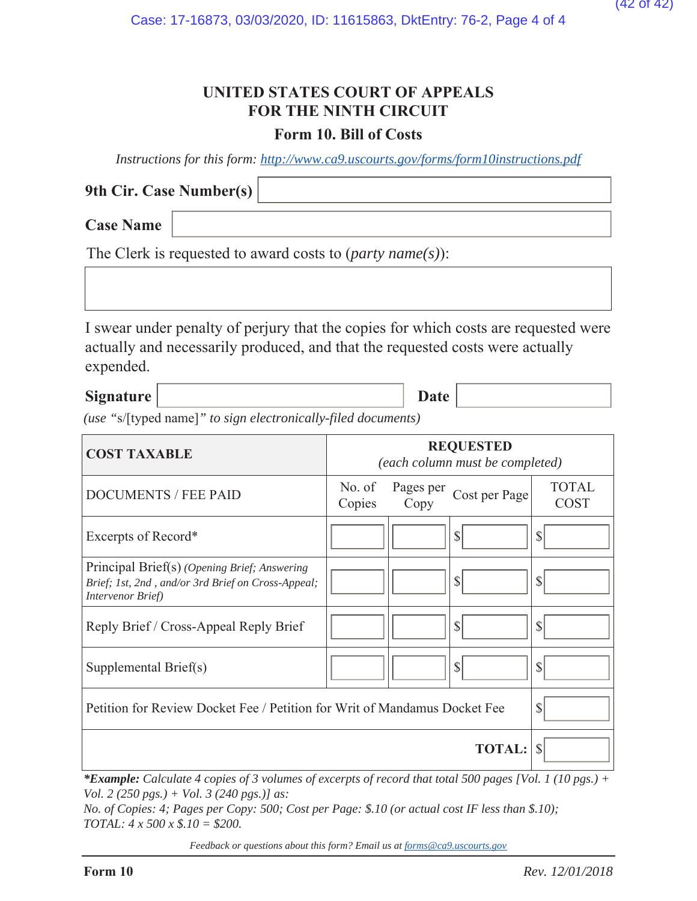# UNITED STATES COURT OF APPEALS FOR THE NINTH CIRCUIT

## Form 10. Bill of Costs

*Instructions for this form: http://www.ca9.uscourts.gov/forms/form10instructions.pdf*

**9th Cir. Case Number(s)** 

**Case Name** 

The Clerk is requested to award costs to (*party name(s)*):

I swear under penalty of perjury that the copies for which costs are requested were actually and necessarily produced, and that the requested costs were actually expended.

**Signature** **Date** 

(*use* "s/[typed name]" *to sign electronically-filed documents*)

| **COST TAXABLE** | **REQUESTED** (*each column must be completed*) | | | |
|---|---|---|---|---|
| DOCUMENTS / FEE PAID | No. of Copies | Pages per Copy | Cost per Page | TOTAL COST |
| Excerpts of Record* | | | $ | $ |
| Principal Brief(s) (*Opening Brief; Answering Brief; 1st, 2nd , and/or 3rd Brief on Cross-Appeal; Intervenor Brief*) | | | $ | $ |
| Reply Brief / Cross-Appeal Reply Brief | | | $ | $ |
| Supplemental Brief(s) | | | $ | $ |
| Petition for Review Docket Fee / Petition for Writ of Mandamus Docket Fee | | | | $ |
| | | | **TOTAL:** | $ |

***Example:** *Calculate 4 copies of 3 volumes of excerpts of record that total 500 pages [Vol. 1 (10 pgs.) + Vol. 2 (250 pgs.) + Vol. 3 (240 pgs.)] as:*
*No. of Copies: 4; Pages per Copy: 500; Cost per Page: $.10 (or actual cost IF less than $.10);*
*TOTAL: 4 x 500 x $.10 = $200.*

*Feedback or questions about this form? Email us at forms@ca9.uscourts.gov*

**Form 10** *Rev. 12/01/2018*